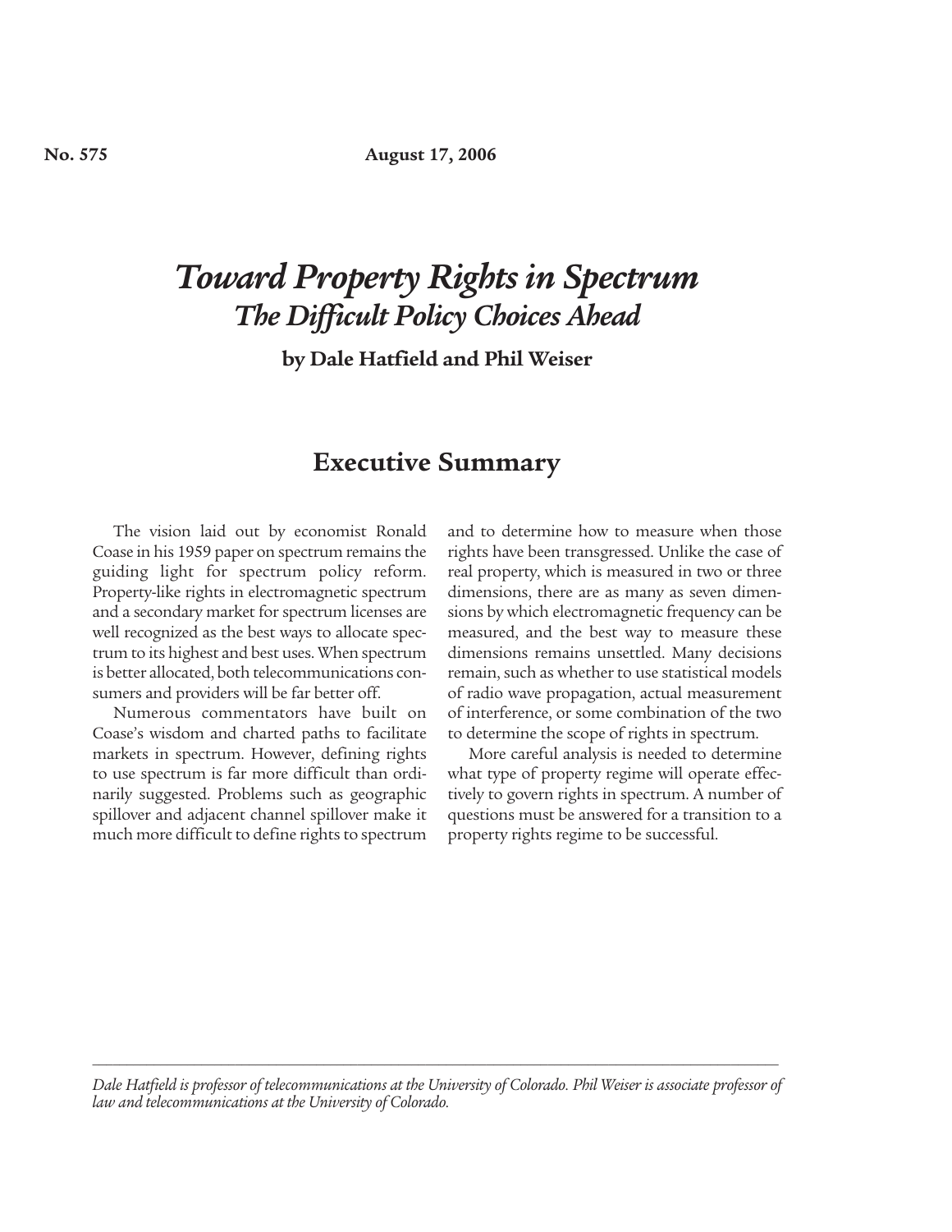**No. 575** **August 17, 2006**

# *Toward Property Rights in Spectrum*
## *The Difficult Policy Choices Ahead*

**by Dale Hatfield and Phil Weiser**

## Executive Summary

The vision laid out by economist Ronald Coase in his 1959 paper on spectrum remains the guiding light for spectrum policy reform. Property-like rights in electromagnetic spectrum and a secondary market for spectrum licenses are well recognized as the best ways to allocate spectrum to its highest and best uses. When spectrum is better allocated, both telecommunications consumers and providers will be far better off.

Numerous commentators have built on Coase's wisdom and charted paths to facilitate markets in spectrum. However, defining rights to use spectrum is far more difficult than ordinarily suggested. Problems such as geographic spillover and adjacent channel spillover make it much more difficult to define rights to spectrum and to determine how to measure when those rights have been transgressed. Unlike the case of real property, which is measured in two or three dimensions, there are as many as seven dimensions by which electromagnetic frequency can be measured, and the best way to measure these dimensions remains unsettled. Many decisions remain, such as whether to use statistical models of radio wave propagation, actual measurement of interference, or some combination of the two to determine the scope of rights in spectrum.

More careful analysis is needed to determine what type of property regime will operate effectively to govern rights in spectrum. A number of questions must be answered for a transition to a property rights regime to be successful.

---

*Dale Hatfield is professor of telecommunications at the University of Colorado. Phil Weiser is associate professor of law and telecommunications at the University of Colorado.*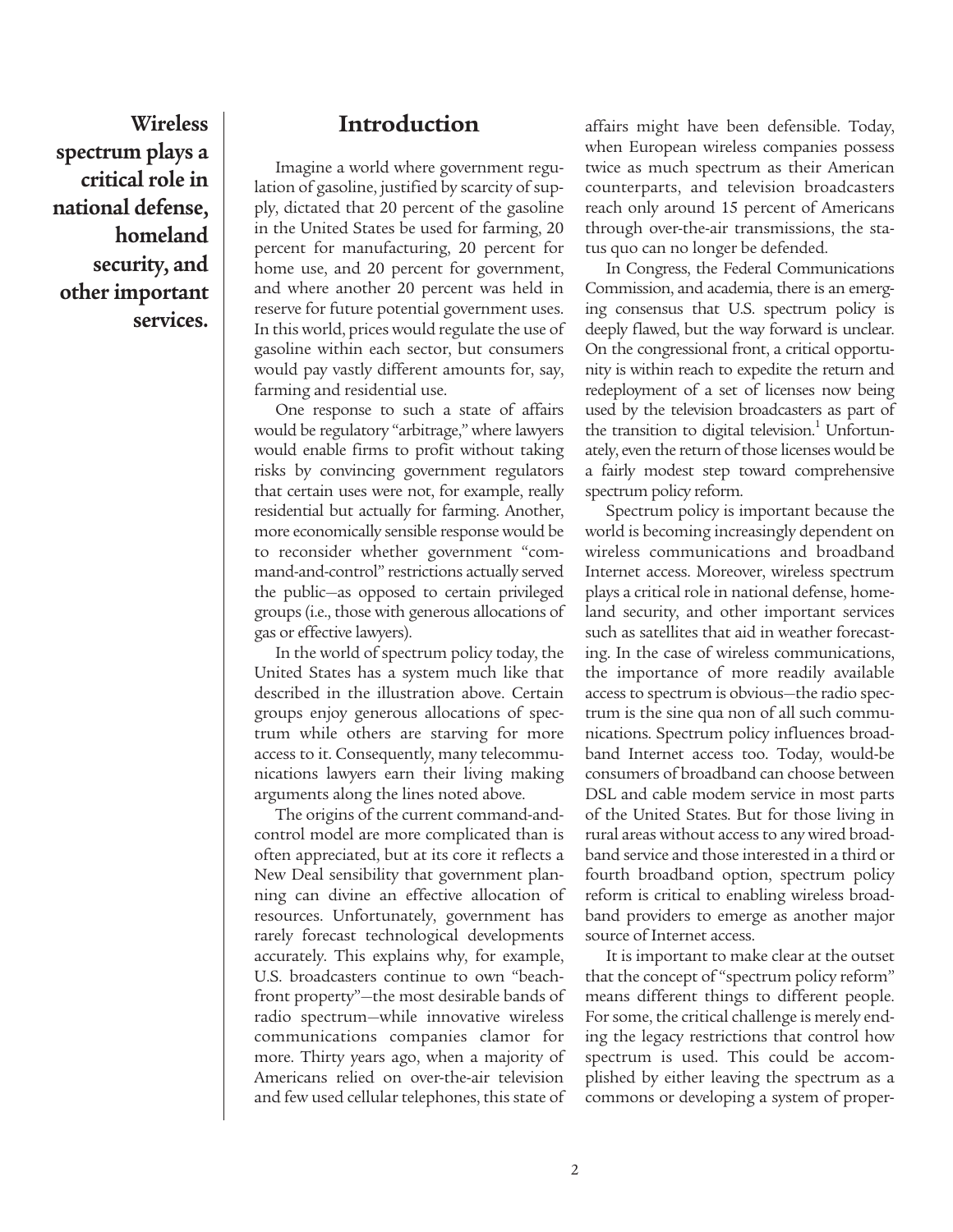**Wireless spectrum plays a critical role in national defense, homeland security, and other important services.**

## Introduction

Imagine a world where government regulation of gasoline, justified by scarcity of supply, dictated that 20 percent of the gasoline in the United States be used for farming, 20 percent for manufacturing, 20 percent for home use, and 20 percent for government, and where another 20 percent was held in reserve for future potential government uses. In this world, prices would regulate the use of gasoline within each sector, but consumers would pay vastly different amounts for, say, farming and residential use.

One response to such a state of affairs would be regulatory "arbitrage," where lawyers would enable firms to profit without taking risks by convincing government regulators that certain uses were not, for example, really residential but actually for farming. Another, more economically sensible response would be to reconsider whether government "command-and-control" restrictions actually served the public—as opposed to certain privileged groups (i.e., those with generous allocations of gas or effective lawyers).

In the world of spectrum policy today, the United States has a system much like that described in the illustration above. Certain groups enjoy generous allocations of spectrum while others are starving for more access to it. Consequently, many telecommunications lawyers earn their living making arguments along the lines noted above.

The origins of the current command-and-control model are more complicated than is often appreciated, but at its core it reflects a New Deal sensibility that government planning can divine an effective allocation of resources. Unfortunately, government has rarely forecast technological developments accurately. This explains why, for example, U.S. broadcasters continue to own "beachfront property"—the most desirable bands of radio spectrum—while innovative wireless communications companies clamor for more. Thirty years ago, when a majority of Americans relied on over-the-air television and few used cellular telephones, this state of affairs might have been defensible. Today, when European wireless companies possess twice as much spectrum as their American counterparts, and television broadcasters reach only around 15 percent of Americans through over-the-air transmissions, the status quo can no longer be defended.

In Congress, the Federal Communications Commission, and academia, there is an emerging consensus that U.S. spectrum policy is deeply flawed, but the way forward is unclear. On the congressional front, a critical opportunity is within reach to expedite the return and redeployment of a set of licenses now being used by the television broadcasters as part of the transition to digital television.[1] Unfortunately, even the return of those licenses would be a fairly modest step toward comprehensive spectrum policy reform.

Spectrum policy is important because the world is becoming increasingly dependent on wireless communications and broadband Internet access. Moreover, wireless spectrum plays a critical role in national defense, homeland security, and other important services such as satellites that aid in weather forecasting. In the case of wireless communications, the importance of more readily available access to spectrum is obvious—the radio spectrum is the sine qua non of all such communications. Spectrum policy influences broadband Internet access too. Today, would-be consumers of broadband can choose between DSL and cable modem service in most parts of the United States. But for those living in rural areas without access to any wired broadband service and those interested in a third or fourth broadband option, spectrum policy reform is critical to enabling wireless broadband providers to emerge as another major source of Internet access.

It is important to make clear at the outset that the concept of "spectrum policy reform" means different things to different people. For some, the critical challenge is merely ending the legacy restrictions that control how spectrum is used. This could be accomplished by either leaving the spectrum as a commons or developing a system of proper-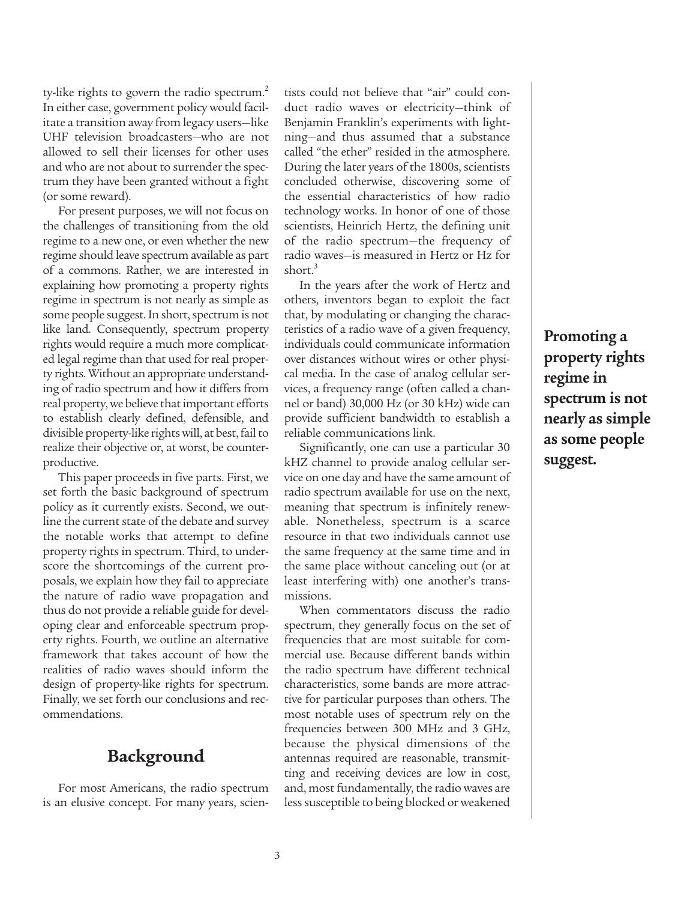ty-like rights to govern the radio spectrum.[2] In either case, government policy would facilitate a transition away from legacy users—like UHF television broadcasters—who are not allowed to sell their licenses for other uses and who are not about to surrender the spectrum they have been granted without a fight (or some reward).

For present purposes, we will not focus on the challenges of transitioning from the old regime to a new one, or even whether the new regime should leave spectrum available as part of a commons. Rather, we are interested in explaining how promoting a property rights regime in spectrum is not nearly as simple as some people suggest. In short, spectrum is not like land. Consequently, spectrum property rights would require a much more complicated legal regime than that used for real property rights. Without an appropriate understanding of radio spectrum and how it differs from real property, we believe that important efforts to establish clearly defined, defensible, and divisible property-like rights will, at best, fail to realize their objective or, at worst, be counterproductive.

This paper proceeds in five parts. First, we set forth the basic background of spectrum policy as it currently exists. Second, we outline the current state of the debate and survey the notable works that attempt to define property rights in spectrum. Third, to underscore the shortcomings of the current proposals, we explain how they fail to appreciate the nature of radio wave propagation and thus do not provide a reliable guide for developing clear and enforceable spectrum property rights. Fourth, we outline an alternative framework that takes account of how the realities of radio waves should inform the design of property-like rights for spectrum. Finally, we set forth our conclusions and recommendations.

## Background

For most Americans, the radio spectrum is an elusive concept. For many years, scientists could not believe that "air" could conduct radio waves or electricity—think of Benjamin Franklin's experiments with lightning—and thus assumed that a substance called "the ether" resided in the atmosphere. During the later years of the 1800s, scientists concluded otherwise, discovering some of the essential characteristics of how radio technology works. In honor of one of those scientists, Heinrich Hertz, the defining unit of the radio spectrum—the frequency of radio waves—is measured in Hertz or Hz for short.[3]

In the years after the work of Hertz and others, inventors began to exploit the fact that, by modulating or changing the characteristics of a radio wave of a given frequency, individuals could communicate information over distances without wires or other physical media. In the case of analog cellular services, a frequency range (often called a channel or band) 30,000 Hz (or 30 kHz) wide can provide sufficient bandwidth to establish a reliable communications link.

**Promoting a property rights regime in spectrum is not nearly as simple as some people suggest.**

Significantly, one can use a particular 30 kHZ channel to provide analog cellular service on one day and have the same amount of radio spectrum available for use on the next, meaning that spectrum is infinitely renewable. Nonetheless, spectrum is a scarce resource in that two individuals cannot use the same frequency at the same time and in the same place without canceling out (or at least interfering with) one another's transmissions.

When commentators discuss the radio spectrum, they generally focus on the set of frequencies that are most suitable for commercial use. Because different bands within the radio spectrum have different technical characteristics, some bands are more attractive for particular purposes than others. The most notable uses of spectrum rely on the frequencies between 300 MHz and 3 GHz, because the physical dimensions of the antennas required are reasonable, transmitting and receiving devices are low in cost, and, most fundamentally, the radio waves are less susceptible to being blocked or weakened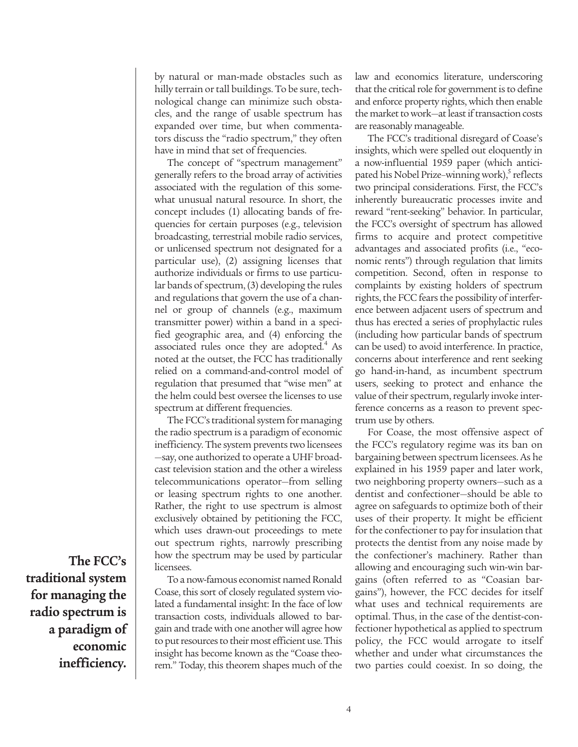by natural or man-made obstacles such as hilly terrain or tall buildings. To be sure, technological change can minimize such obstacles, and the range of usable spectrum has expanded over time, but when commentators discuss the "radio spectrum," they often have in mind that set of frequencies.

The concept of "spectrum management" generally refers to the broad array of activities associated with the regulation of this somewhat unusual natural resource. In short, the concept includes (1) allocating bands of frequencies for certain purposes (e.g., television broadcasting, terrestrial mobile radio services, or unlicensed spectrum not designated for a particular use), (2) assigning licenses that authorize individuals or firms to use particular bands of spectrum, (3) developing the rules and regulations that govern the use of a channel or group of channels (e.g., maximum transmitter power) within a band in a specified geographic area, and (4) enforcing the associated rules once they are adopted.[4] As noted at the outset, the FCC has traditionally relied on a command-and-control model of regulation that presumed that "wise men" at the helm could best oversee the licenses to use spectrum at different frequencies.

The FCC's traditional system for managing the radio spectrum is a paradigm of economic inefficiency. The system prevents two licensees—say, one authorized to operate a UHF broadcast television station and the other a wireless telecommunications operator—from selling or leasing spectrum rights to one another. Rather, the right to use spectrum is almost exclusively obtained by petitioning the FCC, which uses drawn-out proceedings to mete out spectrum rights, narrowly prescribing how the spectrum may be used by particular licensees.

**The FCC's traditional system for managing the radio spectrum is a paradigm of economic inefficiency.**

To a now-famous economist named Ronald Coase, this sort of closely regulated system violated a fundamental insight: In the face of low transaction costs, individuals allowed to bargain and trade with one another will agree how to put resources to their most efficient use. This insight has become known as the "Coase theorem." Today, this theorem shapes much of the law and economics literature, underscoring that the critical role for government is to define and enforce property rights, which then enable the market to work—at least if transaction costs are reasonably manageable.

The FCC's traditional disregard of Coase's insights, which were spelled out eloquently in a now-influential 1959 paper (which anticipated his Nobel Prize–winning work),[5] reflects two principal considerations. First, the FCC's inherently bureaucratic processes invite and reward "rent-seeking" behavior. In particular, the FCC's oversight of spectrum has allowed firms to acquire and protect competitive advantages and associated profits (i.e., "economic rents") through regulation that limits competition. Second, often in response to complaints by existing holders of spectrum rights, the FCC fears the possibility of interference between adjacent users of spectrum and thus has erected a series of prophylactic rules (including how particular bands of spectrum can be used) to avoid interference. In practice, concerns about interference and rent seeking go hand-in-hand, as incumbent spectrum users, seeking to protect and enhance the value of their spectrum, regularly invoke interference concerns as a reason to prevent spectrum use by others.

For Coase, the most offensive aspect of the FCC's regulatory regime was its ban on bargaining between spectrum licensees. As he explained in his 1959 paper and later work, two neighboring property owners—such as a dentist and confectioner—should be able to agree on safeguards to optimize both of their uses of their property. It might be efficient for the confectioner to pay for insulation that protects the dentist from any noise made by the confectioner's machinery. Rather than allowing and encouraging such win-win bargains (often referred to as "Coasian bargains"), however, the FCC decides for itself what uses and technical requirements are optimal. Thus, in the case of the dentist-confectioner hypothetical as applied to spectrum policy, the FCC would arrogate to itself whether and under what circumstances the two parties could coexist. In so doing, the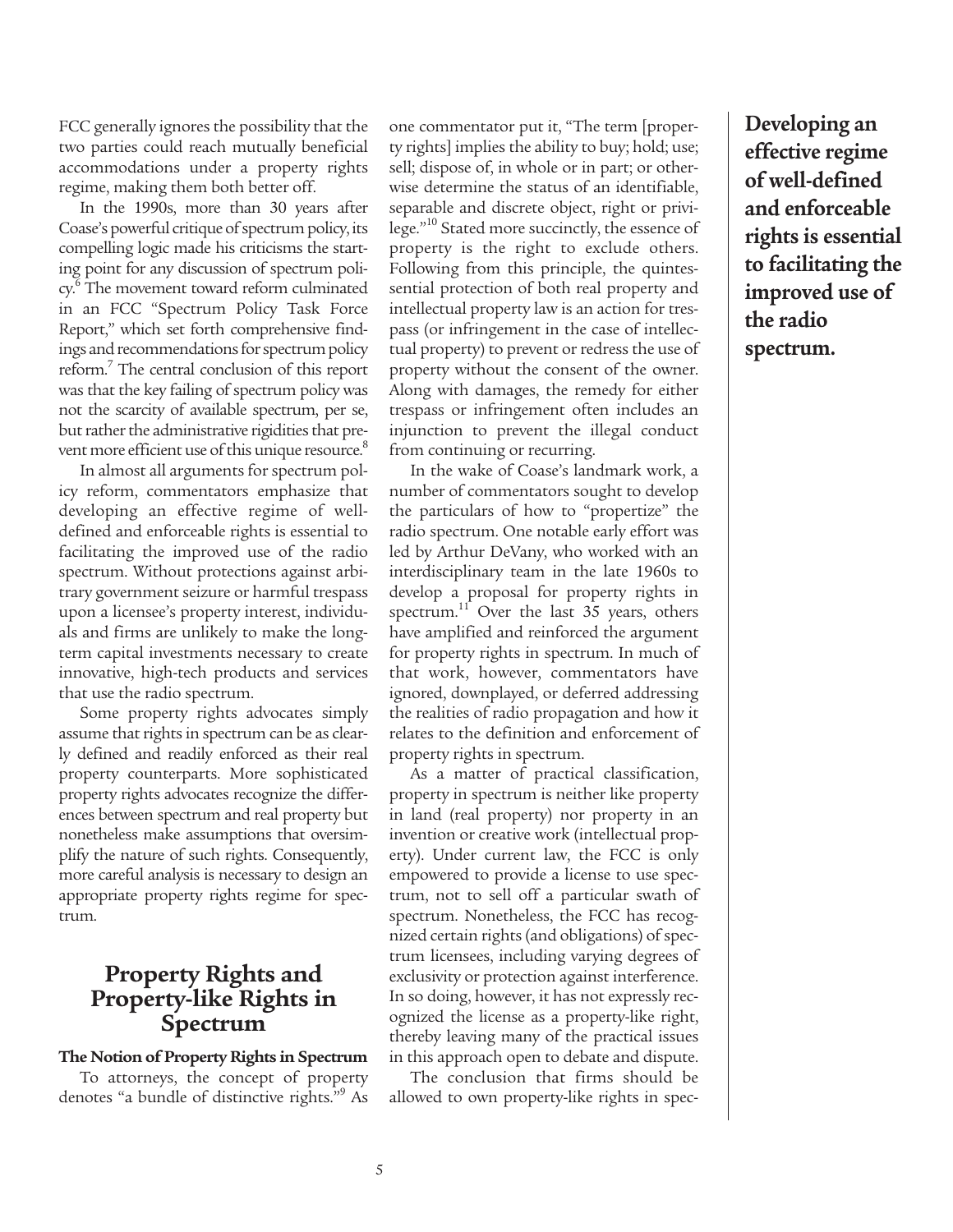FCC generally ignores the possibility that the two parties could reach mutually beneficial accommodations under a property rights regime, making them both better off.

In the 1990s, more than 30 years after Coase's powerful critique of spectrum policy, its compelling logic made his criticisms the starting point for any discussion of spectrum policy.[6] The movement toward reform culminated in an FCC "Spectrum Policy Task Force Report," which set forth comprehensive findings and recommendations for spectrum policy reform.[7] The central conclusion of this report was that the key failing of spectrum policy was not the scarcity of available spectrum, per se, but rather the administrative rigidities that prevent more efficient use of this unique resource.[8]

In almost all arguments for spectrum policy reform, commentators emphasize that developing an effective regime of well-defined and enforceable rights is essential to facilitating the improved use of the radio spectrum. Without protections against arbitrary government seizure or harmful trespass upon a licensee's property interest, individuals and firms are unlikely to make the long-term capital investments necessary to create innovative, high-tech products and services that use the radio spectrum.

Some property rights advocates simply assume that rights in spectrum can be as clearly defined and readily enforced as their real property counterparts. More sophisticated property rights advocates recognize the differences between spectrum and real property but nonetheless make assumptions that oversimplify the nature of such rights. Consequently, more careful analysis is necessary to design an appropriate property rights regime for spectrum.

## Property Rights and Property-like Rights in Spectrum

### The Notion of Property Rights in Spectrum

To attorneys, the concept of property denotes "a bundle of distinctive rights."[9] As one commentator put it, "The term [property rights] implies the ability to buy; hold; use; sell; dispose of, in whole or in part; or otherwise determine the status of an identifiable, separable and discrete object, right or privilege."[10] Stated more succinctly, the essence of property is the right to exclude others. Following from this principle, the quintessential protection of both real property and intellectual property law is an action for trespass (or infringement in the case of intellectual property) to prevent or redress the use of property without the consent of the owner. Along with damages, the remedy for either trespass or infringement often includes an injunction to prevent the illegal conduct from continuing or recurring.

In the wake of Coase's landmark work, a number of commentators sought to develop the particulars of how to "propertize" the radio spectrum. One notable early effort was led by Arthur DeVany, who worked with an interdisciplinary team in the late 1960s to develop a proposal for property rights in spectrum.[11] Over the last 35 years, others have amplified and reinforced the argument for property rights in spectrum. In much of that work, however, commentators have ignored, downplayed, or deferred addressing the realities of radio propagation and how it relates to the definition and enforcement of property rights in spectrum.

As a matter of practical classification, property in spectrum is neither like property in land (real property) nor property in an invention or creative work (intellectual property). Under current law, the FCC is only empowered to provide a license to use spectrum, not to sell off a particular swath of spectrum. Nonetheless, the FCC has recognized certain rights (and obligations) of spectrum licensees, including varying degrees of exclusivity or protection against interference. In so doing, however, it has not expressly recognized the license as a property-like right, thereby leaving many of the practical issues in this approach open to debate and dispute.

The conclusion that firms should be allowed to own property-like rights in spec-

**Developing an effective regime of well-defined and enforceable rights is essential to facilitating the improved use of the radio spectrum.**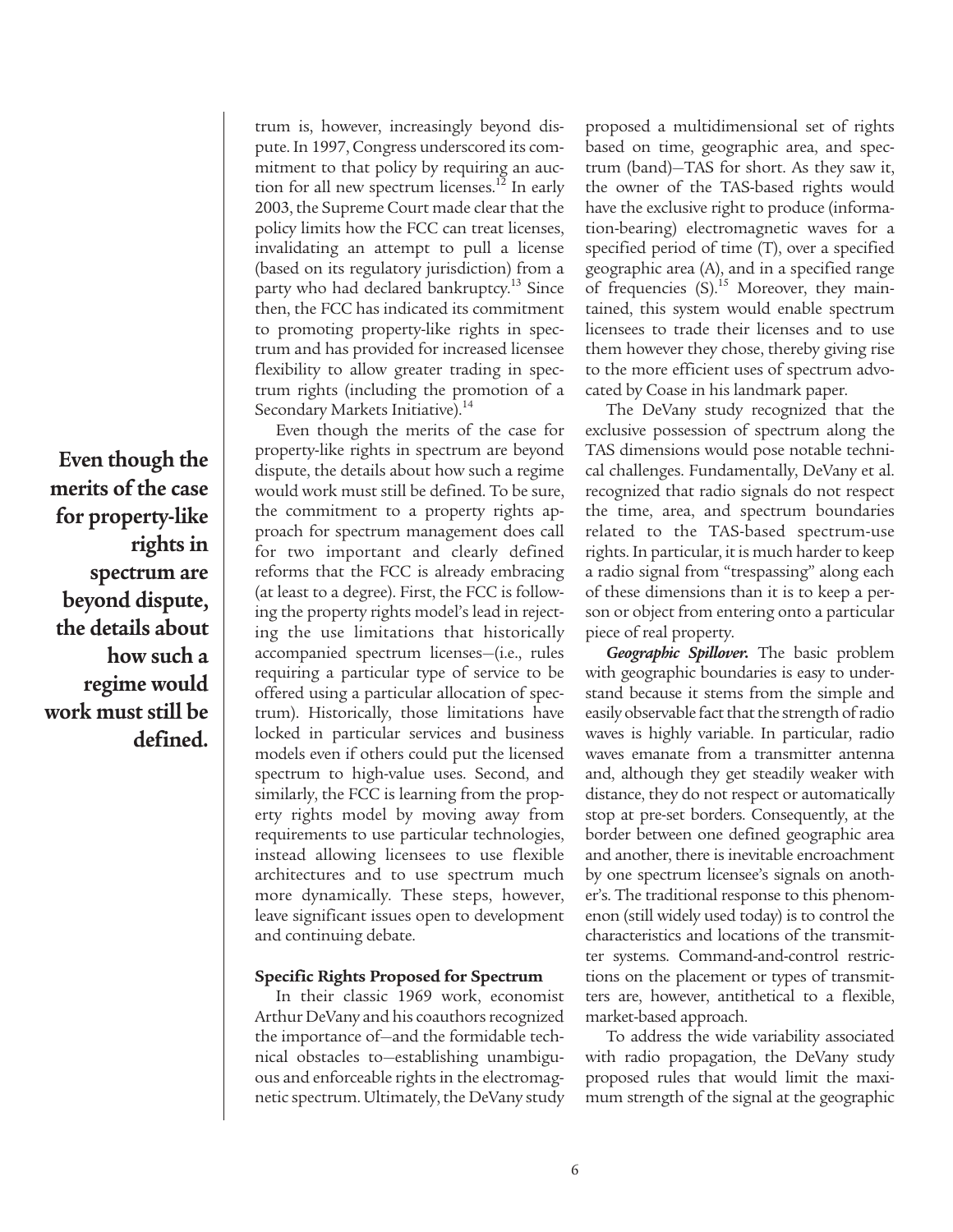trum is, however, increasingly beyond dispute. In 1997, Congress underscored its commitment to that policy by requiring an auction for all new spectrum licenses.[12] In early 2003, the Supreme Court made clear that the policy limits how the FCC can treat licenses, invalidating an attempt to pull a license (based on its regulatory jurisdiction) from a party who had declared bankruptcy.[13] Since then, the FCC has indicated its commitment to promoting property-like rights in spectrum and has provided for increased licensee flexibility to allow greater trading in spectrum rights (including the promotion of a Secondary Markets Initiative).[14]

Even though the merits of the case for property-like rights in spectrum are beyond dispute, the details about how such a regime would work must still be defined. To be sure, the commitment to a property rights approach for spectrum management does call for two important and clearly defined reforms that the FCC is already embracing (at least to a degree). First, the FCC is following the property rights model's lead in rejecting the use limitations that historically accompanied spectrum licenses—(i.e., rules requiring a particular type of service to be offered using a particular allocation of spectrum). Historically, those limitations have locked in particular services and business models even if others could put the licensed spectrum to high-value uses. Second, and similarly, the FCC is learning from the property rights model by moving away from requirements to use particular technologies, instead allowing licensees to use flexible architectures and to use spectrum much more dynamically. These steps, however, leave significant issues open to development and continuing debate.

**Even though the merits of the case for property-like rights in spectrum are beyond dispute, the details about how such a regime would work must still be defined.**

### Specific Rights Proposed for Spectrum

In their classic 1969 work, economist Arthur DeVany and his coauthors recognized the importance of—and the formidable technical obstacles to—establishing unambiguous and enforceable rights in the electromagnetic spectrum. Ultimately, the DeVany study proposed a multidimensional set of rights based on time, geographic area, and spectrum (band)—TAS for short. As they saw it, the owner of the TAS-based rights would have the exclusive right to produce (information-bearing) electromagnetic waves for a specified period of time (T), over a specified geographic area (A), and in a specified range of frequencies (S).[15] Moreover, they maintained, this system would enable spectrum licensees to trade their licenses and to use them however they chose, thereby giving rise to the more efficient uses of spectrum advocated by Coase in his landmark paper.

The DeVany study recognized that the exclusive possession of spectrum along the TAS dimensions would pose notable technical challenges. Fundamentally, DeVany et al. recognized that radio signals do not respect the time, area, and spectrum boundaries related to the TAS-based spectrum-use rights. In particular, it is much harder to keep a radio signal from "trespassing" along each of these dimensions than it is to keep a person or object from entering onto a particular piece of real property.

***Geographic Spillover.*** The basic problem with geographic boundaries is easy to understand because it stems from the simple and easily observable fact that the strength of radio waves is highly variable. In particular, radio waves emanate from a transmitter antenna and, although they get steadily weaker with distance, they do not respect or automatically stop at pre-set borders. Consequently, at the border between one defined geographic area and another, there is inevitable encroachment by one spectrum licensee's signals on another's. The traditional response to this phenomenon (still widely used today) is to control the characteristics and locations of the transmitter systems. Command-and-control restrictions on the placement or types of transmitters are, however, antithetical to a flexible, market-based approach.

To address the wide variability associated with radio propagation, the DeVany study proposed rules that would limit the maximum strength of the signal at the geographic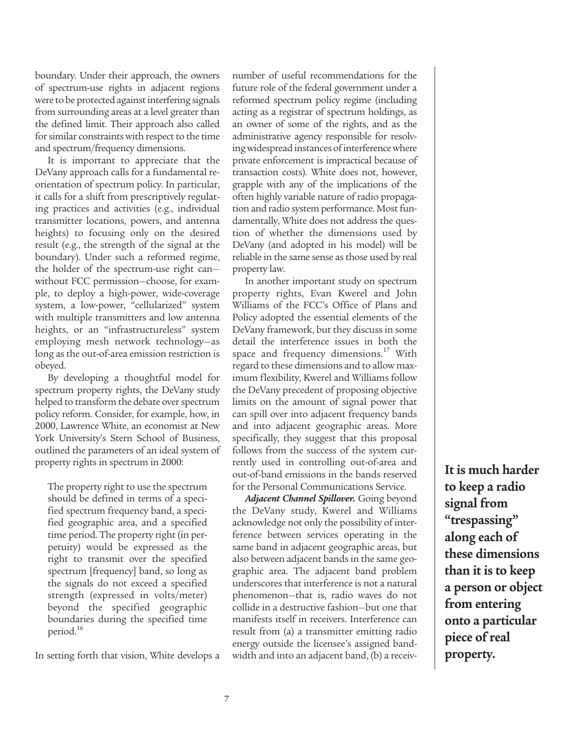boundary. Under their approach, the owners of spectrum-use rights in adjacent regions were to be protected against interfering signals from surrounding areas at a level greater than the defined limit. Their approach also called for similar constraints with respect to the time and spectrum/frequency dimensions.

It is important to appreciate that the DeVany approach calls for a fundamental reorientation of spectrum policy. In particular, it calls for a shift from prescriptively regulating practices and activities (e.g., individual transmitter locations, powers, and antenna heights) to focusing only on the desired result (e.g., the strength of the signal at the boundary). Under such a reformed regime, the holder of the spectrum-use right can—without FCC permission—choose, for example, to deploy a high-power, wide-coverage system, a low-power, "cellularized" system with multiple transmitters and low antenna heights, or an "infrastructureless" system employing mesh network technology—as long as the out-of-area emission restriction is obeyed.

By developing a thoughtful model for spectrum property rights, the DeVany study helped to transform the debate over spectrum policy reform. Consider, for example, how, in 2000, Lawrence White, an economist at New York University's Stern School of Business, outlined the parameters of an ideal system of property rights in spectrum in 2000:

> The property right to use the spectrum should be defined in terms of a specified spectrum frequency band, a specified geographic area, and a specified time period. The property right (in perpetuity) would be expressed as the right to transmit over the specified spectrum [frequency] band, so long as the signals do not exceed a specified strength (expressed in volts/meter) beyond the specified geographic boundaries during the specified time period.[16]

In setting forth that vision, White develops a number of useful recommendations for the future role of the federal government under a reformed spectrum policy regime (including acting as a registrar of spectrum holdings, as an owner of some of the rights, and as the administrative agency responsible for resolving widespread instances of interference where private enforcement is impractical because of transaction costs). White does not, however, grapple with any of the implications of the often highly variable nature of radio propagation and radio system performance. Most fundamentally, White does not address the question of whether the dimensions used by DeVany (and adopted in his model) will be reliable in the same sense as those used by real property law.

In another important study on spectrum property rights, Evan Kwerel and John Williams of the FCC's Office of Plans and Policy adopted the essential elements of the DeVany framework, but they discuss in some detail the interference issues in both the space and frequency dimensions.[17] With regard to these dimensions and to allow maximum flexibility, Kwerel and Williams follow the DeVany precedent of proposing objective limits on the amount of signal power that can spill over into adjacent frequency bands and into adjacent geographic areas. More specifically, they suggest that this proposal follows from the success of the system currently used in controlling out-of-area and out-of-band emissions in the bands reserved for the Personal Communications Service.

***Adjacent Channel Spillover.*** Going beyond the DeVany study, Kwerel and Williams acknowledge not only the possibility of interference between services operating in the same band in adjacent geographic areas, but also between adjacent bands in the same geographic area. The adjacent band problem underscores that interference is not a natural phenomenon—that is, radio waves do not collide in a destructive fashion—but one that manifests itself in receivers. Interference can result from (a) a transmitter emitting radio energy outside the licensee's assigned bandwidth and into an adjacent band, (b) a receiv-

**It is much harder to keep a radio signal from "trespassing" along each of these dimensions than it is to keep a person or object from entering onto a particular piece of real property.**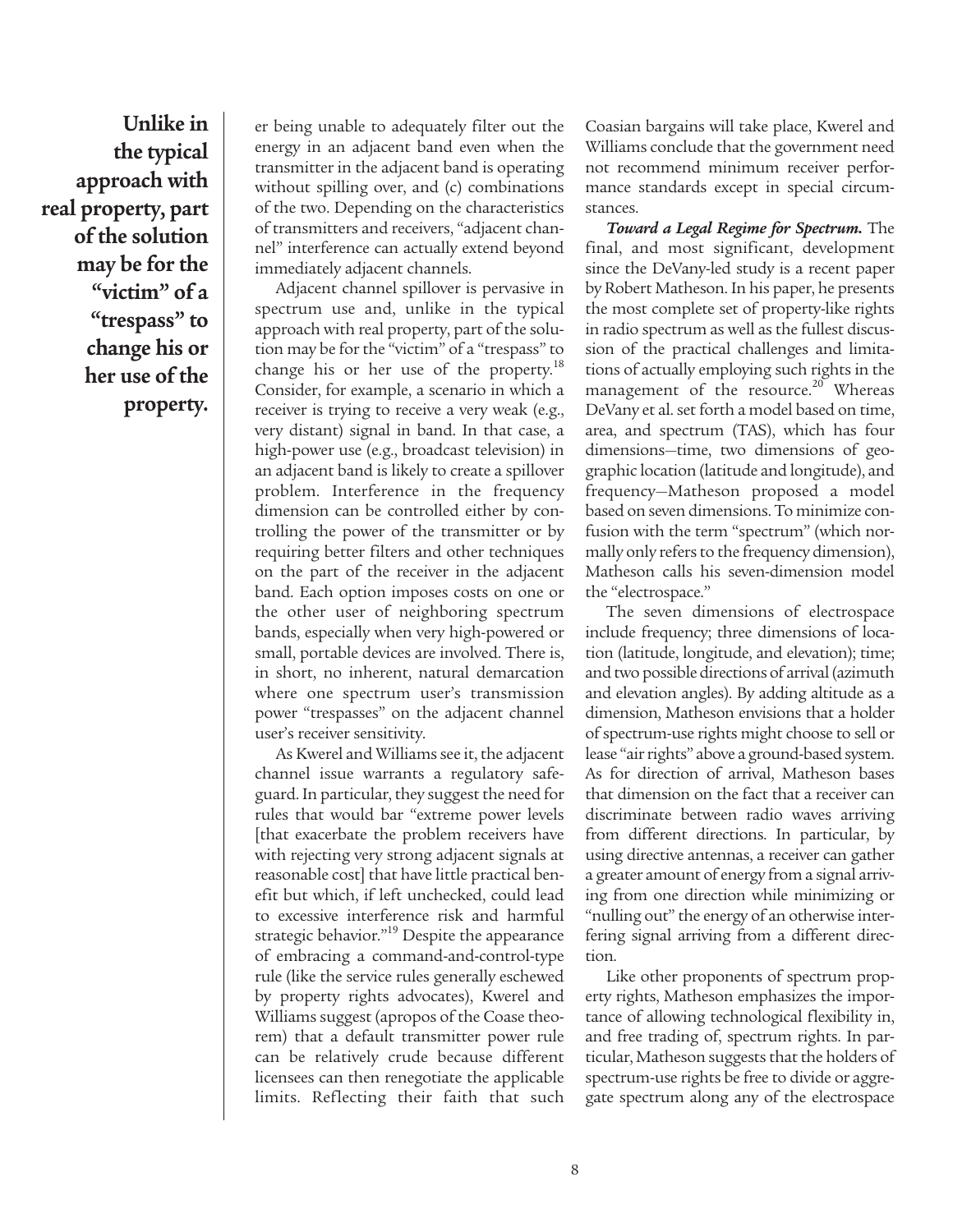**Unlike in the typical approach with real property, part of the solution may be for the "victim" of a "trespass" to change his or her use of the property.**

er being unable to adequately filter out the energy in an adjacent band even when the transmitter in the adjacent band is operating without spilling over, and (c) combinations of the two. Depending on the characteristics of transmitters and receivers, "adjacent channel" interference can actually extend beyond immediately adjacent channels.

Adjacent channel spillover is pervasive in spectrum use and, unlike in the typical approach with real property, part of the solution may be for the "victim" of a "trespass" to change his or her use of the property.[18] Consider, for example, a scenario in which a receiver is trying to receive a very weak (e.g., very distant) signal in band. In that case, a high-power use (e.g., broadcast television) in an adjacent band is likely to create a spillover problem. Interference in the frequency dimension can be controlled either by controlling the power of the transmitter or by requiring better filters and other techniques on the part of the receiver in the adjacent band. Each option imposes costs on one or the other user of neighboring spectrum bands, especially when very high-powered or small, portable devices are involved. There is, in short, no inherent, natural demarcation where one spectrum user's transmission power "trespasses" on the adjacent channel user's receiver sensitivity.

As Kwerel and Williams see it, the adjacent channel issue warrants a regulatory safeguard. In particular, they suggest the need for rules that would bar "extreme power levels [that exacerbate the problem receivers have with rejecting very strong adjacent signals at reasonable cost] that have little practical benefit but which, if left unchecked, could lead to excessive interference risk and harmful strategic behavior."[19] Despite the appearance of embracing a command-and-control-type rule (like the service rules generally eschewed by property rights advocates), Kwerel and Williams suggest (apropos of the Coase theorem) that a default transmitter power rule can be relatively crude because different licensees can then renegotiate the applicable limits. Reflecting their faith that such Coasian bargains will take place, Kwerel and Williams conclude that the government need not recommend minimum receiver performance standards except in special circumstances.

***Toward a Legal Regime for Spectrum.*** The final, and most significant, development since the DeVany-led study is a recent paper by Robert Matheson. In his paper, he presents the most complete set of property-like rights in radio spectrum as well as the fullest discussion of the practical challenges and limitations of actually employing such rights in the management of the resource.[20] Whereas DeVany et al. set forth a model based on time, area, and spectrum (TAS), which has four dimensions—time, two dimensions of geographic location (latitude and longitude), and frequency—Matheson proposed a model based on seven dimensions. To minimize confusion with the term "spectrum" (which normally only refers to the frequency dimension), Matheson calls his seven-dimension model the "electrospace."

The seven dimensions of electrospace include frequency; three dimensions of location (latitude, longitude, and elevation); time; and two possible directions of arrival (azimuth and elevation angles). By adding altitude as a dimension, Matheson envisions that a holder of spectrum-use rights might choose to sell or lease "air rights" above a ground-based system. As for direction of arrival, Matheson bases that dimension on the fact that a receiver can discriminate between radio waves arriving from different directions. In particular, by using directive antennas, a receiver can gather a greater amount of energy from a signal arriving from one direction while minimizing or "nulling out" the energy of an otherwise interfering signal arriving from a different direction.

Like other proponents of spectrum property rights, Matheson emphasizes the importance of allowing technological flexibility in, and free trading of, spectrum rights. In particular, Matheson suggests that the holders of spectrum-use rights be free to divide or aggregate spectrum along any of the electrospace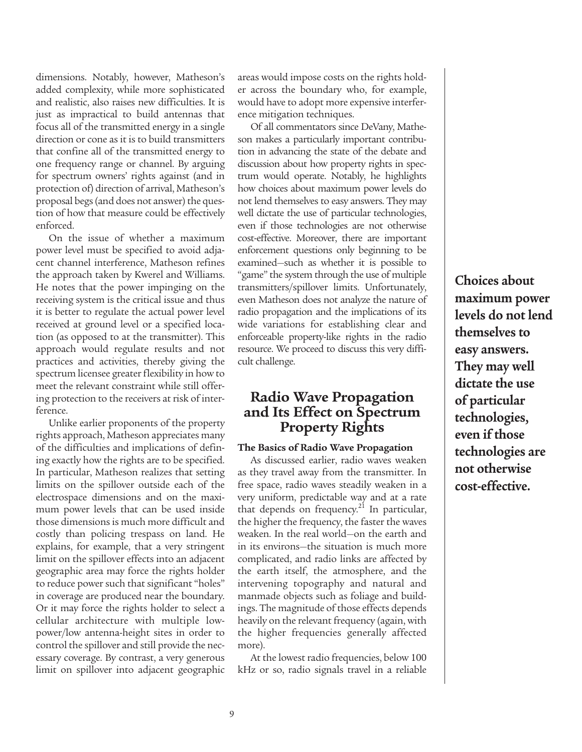dimensions. Notably, however, Matheson's added complexity, while more sophisticated and realistic, also raises new difficulties. It is just as impractical to build antennas that focus all of the transmitted energy in a single direction or cone as it is to build transmitters that confine all of the transmitted energy to one frequency range or channel. By arguing for spectrum owners' rights against (and in protection of) direction of arrival, Matheson's proposal begs (and does not answer) the question of how that measure could be effectively enforced.

On the issue of whether a maximum power level must be specified to avoid adjacent channel interference, Matheson refines the approach taken by Kwerel and Williams. He notes that the power impinging on the receiving system is the critical issue and thus it is better to regulate the actual power level received at ground level or a specified location (as opposed to at the transmitter). This approach would regulate results and not practices and activities, thereby giving the spectrum licensee greater flexibility in how to meet the relevant constraint while still offering protection to the receivers at risk of interference.

Unlike earlier proponents of the property rights approach, Matheson appreciates many of the difficulties and implications of defining exactly how the rights are to be specified. In particular, Matheson realizes that setting limits on the spillover outside each of the electrospace dimensions and on the maximum power levels that can be used inside those dimensions is much more difficult and costly than policing trespass on land. He explains, for example, that a very stringent limit on the spillover effects into an adjacent geographic area may force the rights holder to reduce power such that significant "holes" in coverage are produced near the boundary. Or it may force the rights holder to select a cellular architecture with multiple low-power/low antenna-height sites in order to control the spillover and still provide the necessary coverage. By contrast, a very generous limit on spillover into adjacent geographic areas would impose costs on the rights holder across the boundary who, for example, would have to adopt more expensive interference mitigation techniques.

Of all commentators since DeVany, Matheson makes a particularly important contribution in advancing the state of the debate and discussion about how property rights in spectrum would operate. Notably, he highlights how choices about maximum power levels do not lend themselves to easy answers. They may well dictate the use of particular technologies, even if those technologies are not otherwise cost-effective. Moreover, there are important enforcement questions only beginning to be examined—such as whether it is possible to "game" the system through the use of multiple transmitters/spillover limits. Unfortunately, even Matheson does not analyze the nature of radio propagation and the implications of its wide variations for establishing clear and enforceable property-like rights in the radio resource. We proceed to discuss this very difficult challenge.

**Choices about maximum power levels do not lend themselves to easy answers. They may well dictate the use of particular technologies, even if those technologies are not otherwise cost-effective.**

## Radio Wave Propagation and Its Effect on Spectrum Property Rights

### The Basics of Radio Wave Propagation

As discussed earlier, radio waves weaken as they travel away from the transmitter. In free space, radio waves steadily weaken in a very uniform, predictable way and at a rate that depends on frequency.[21] In particular, the higher the frequency, the faster the waves weaken. In the real world—on the earth and in its environs—the situation is much more complicated, and radio links are affected by the earth itself, the atmosphere, and the intervening topography and natural and manmade objects such as foliage and buildings. The magnitude of those effects depends heavily on the relevant frequency (again, with the higher frequencies generally affected more).

At the lowest radio frequencies, below 100 kHz or so, radio signals travel in a reliable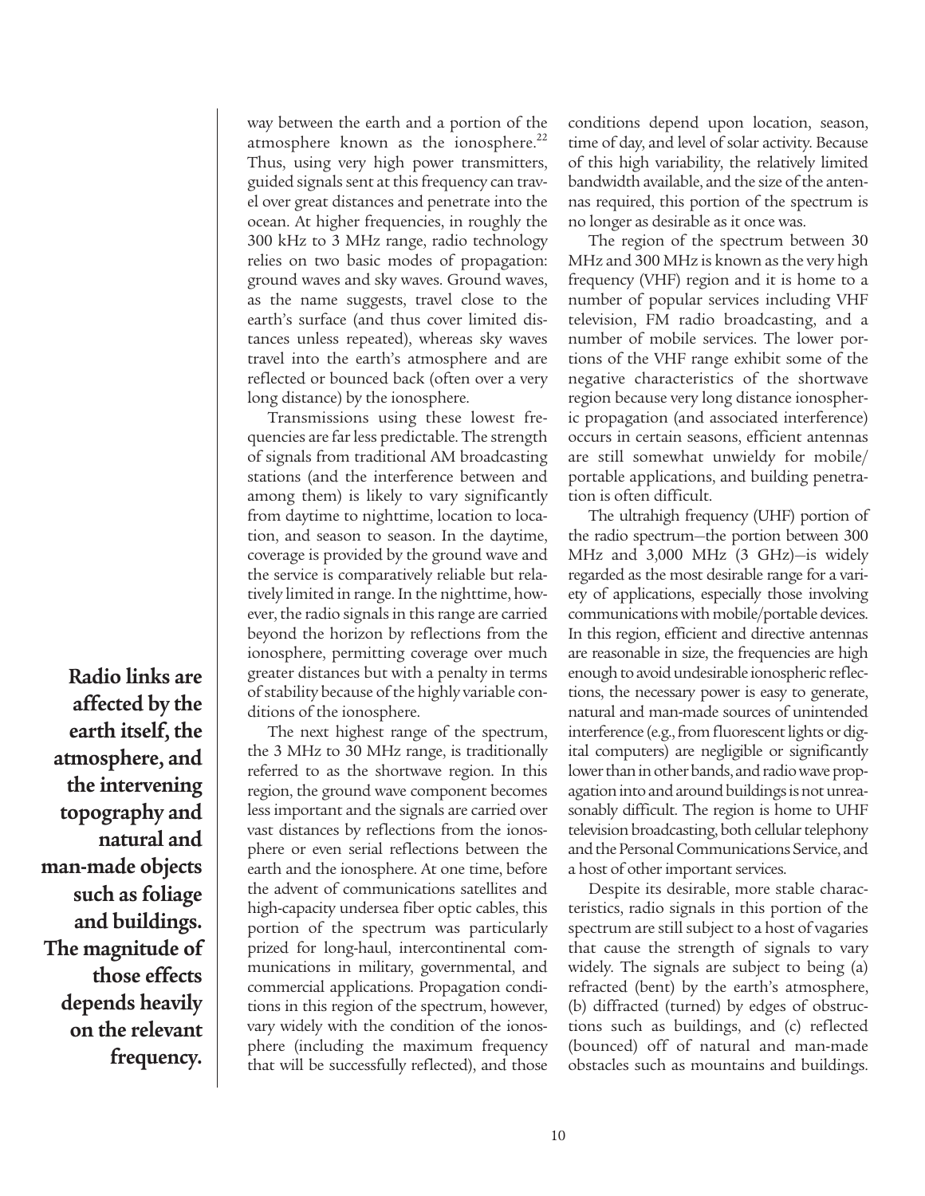way between the earth and a portion of the atmosphere known as the ionosphere.[22] Thus, using very high power transmitters, guided signals sent at this frequency can travel over great distances and penetrate into the ocean. At higher frequencies, in roughly the 300 kHz to 3 MHz range, radio technology relies on two basic modes of propagation: ground waves and sky waves. Ground waves, as the name suggests, travel close to the earth's surface (and thus cover limited distances unless repeated), whereas sky waves travel into the earth's atmosphere and are reflected or bounced back (often over a very long distance) by the ionosphere.

Transmissions using these lowest frequencies are far less predictable. The strength of signals from traditional AM broadcasting stations (and the interference between and among them) is likely to vary significantly from daytime to nighttime, location to location, and season to season. In the daytime, coverage is provided by the ground wave and the service is comparatively reliable but relatively limited in range. In the nighttime, however, the radio signals in this range are carried beyond the horizon by reflections from the ionosphere, permitting coverage over much greater distances but with a penalty in terms of stability because of the highly variable conditions of the ionosphere.

**Radio links are affected by the earth itself, the atmosphere, and the intervening topography and natural and man-made objects such as foliage and buildings. The magnitude of those effects depends heavily on the relevant frequency.**

The next highest range of the spectrum, the 3 MHz to 30 MHz range, is traditionally referred to as the shortwave region. In this region, the ground wave component becomes less important and the signals are carried over vast distances by reflections from the ionosphere or even serial reflections between the earth and the ionosphere. At one time, before the advent of communications satellites and high-capacity undersea fiber optic cables, this portion of the spectrum was particularly prized for long-haul, intercontinental communications in military, governmental, and commercial applications. Propagation conditions in this region of the spectrum, however, vary widely with the condition of the ionosphere (including the maximum frequency that will be successfully reflected), and those conditions depend upon location, season, time of day, and level of solar activity. Because of this high variability, the relatively limited bandwidth available, and the size of the antennas required, this portion of the spectrum is no longer as desirable as it once was.

The region of the spectrum between 30 MHz and 300 MHz is known as the very high frequency (VHF) region and it is home to a number of popular services including VHF television, FM radio broadcasting, and a number of mobile services. The lower portions of the VHF range exhibit some of the negative characteristics of the shortwave region because very long distance ionospheric propagation (and associated interference) occurs in certain seasons, efficient antennas are still somewhat unwieldy for mobile/portable applications, and building penetration is often difficult.

The ultrahigh frequency (UHF) portion of the radio spectrum—the portion between 300 MHz and 3,000 MHz (3 GHz)—is widely regarded as the most desirable range for a variety of applications, especially those involving communications with mobile/portable devices. In this region, efficient and directive antennas are reasonable in size, the frequencies are high enough to avoid undesirable ionospheric reflections, the necessary power is easy to generate, natural and man-made sources of unintended interference (e.g., from fluorescent lights or digital computers) are negligible or significantly lower than in other bands, and radio wave propagation into and around buildings is not unreasonably difficult. The region is home to UHF television broadcasting, both cellular telephony and the Personal Communications Service, and a host of other important services.

Despite its desirable, more stable characteristics, radio signals in this portion of the spectrum are still subject to a host of vagaries that cause the strength of signals to vary widely. The signals are subject to being (a) refracted (bent) by the earth's atmosphere, (b) diffracted (turned) by edges of obstructions such as buildings, and (c) reflected (bounced) off of natural and man-made obstacles such as mountains and buildings.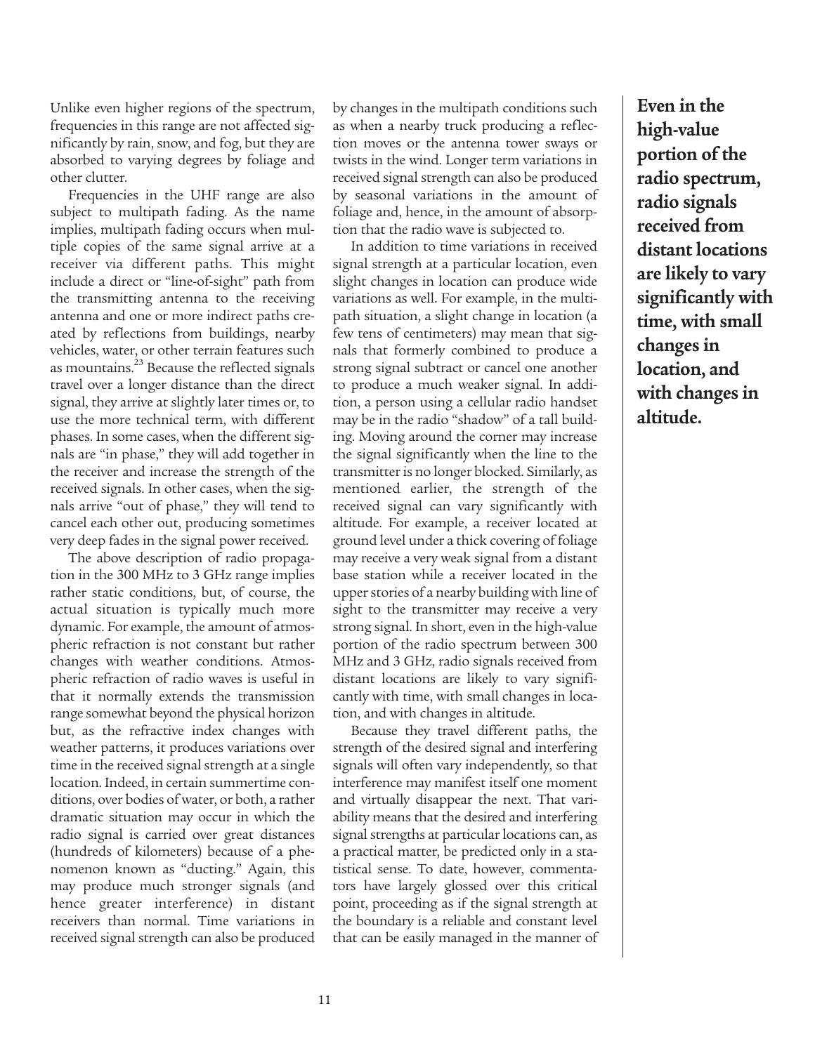Unlike even higher regions of the spectrum, frequencies in this range are not affected significantly by rain, snow, and fog, but they are absorbed to varying degrees by foliage and other clutter.

Frequencies in the UHF range are also subject to multipath fading. As the name implies, multipath fading occurs when multiple copies of the same signal arrive at a receiver via different paths. This might include a direct or "line-of-sight" path from the transmitting antenna to the receiving antenna and one or more indirect paths created by reflections from buildings, nearby vehicles, water, or other terrain features such as mountains.[23] Because the reflected signals travel over a longer distance than the direct signal, they arrive at slightly later times or, to use the more technical term, with different phases. In some cases, when the different signals are "in phase," they will add together in the receiver and increase the strength of the received signals. In other cases, when the signals arrive "out of phase," they will tend to cancel each other out, producing sometimes very deep fades in the signal power received.

The above description of radio propagation in the 300 MHz to 3 GHz range implies rather static conditions, but, of course, the actual situation is typically much more dynamic. For example, the amount of atmospheric refraction is not constant but rather changes with weather conditions. Atmospheric refraction of radio waves is useful in that it normally extends the transmission range somewhat beyond the physical horizon but, as the refractive index changes with weather patterns, it produces variations over time in the received signal strength at a single location. Indeed, in certain summertime conditions, over bodies of water, or both, a rather dramatic situation may occur in which the radio signal is carried over great distances (hundreds of kilometers) because of a phenomenon known as "ducting." Again, this may produce much stronger signals (and hence greater interference) in distant receivers than normal. Time variations in received signal strength can also be produced by changes in the multipath conditions such as when a nearby truck producing a reflection moves or the antenna tower sways or twists in the wind. Longer term variations in received signal strength can also be produced by seasonal variations in the amount of foliage and, hence, in the amount of absorption that the radio wave is subjected to.

In addition to time variations in received signal strength at a particular location, even slight changes in location can produce wide variations as well. For example, in the multipath situation, a slight change in location (a few tens of centimeters) may mean that signals that formerly combined to produce a strong signal subtract or cancel one another to produce a much weaker signal. In addition, a person using a cellular radio handset may be in the radio "shadow" of a tall building. Moving around the corner may increase the signal significantly when the line to the transmitter is no longer blocked. Similarly, as mentioned earlier, the strength of the received signal can vary significantly with altitude. For example, a receiver located at ground level under a thick covering of foliage may receive a very weak signal from a distant base station while a receiver located in the upper stories of a nearby building with line of sight to the transmitter may receive a very strong signal. In short, even in the high-value portion of the radio spectrum between 300 MHz and 3 GHz, radio signals received from distant locations are likely to vary significantly with time, with small changes in location, and with changes in altitude.

Because they travel different paths, the strength of the desired signal and interfering signals will often vary independently, so that interference may manifest itself one moment and virtually disappear the next. That variability means that the desired and interfering signal strengths at particular locations can, as a practical matter, be predicted only in a statistical sense. To date, however, commentators have largely glossed over this critical point, proceeding as if the signal strength at the boundary is a reliable and constant level that can be easily managed in the manner of

**Even in the high-value portion of the radio spectrum, radio signals received from distant locations are likely to vary significantly with time, with small changes in location, and with changes in altitude.**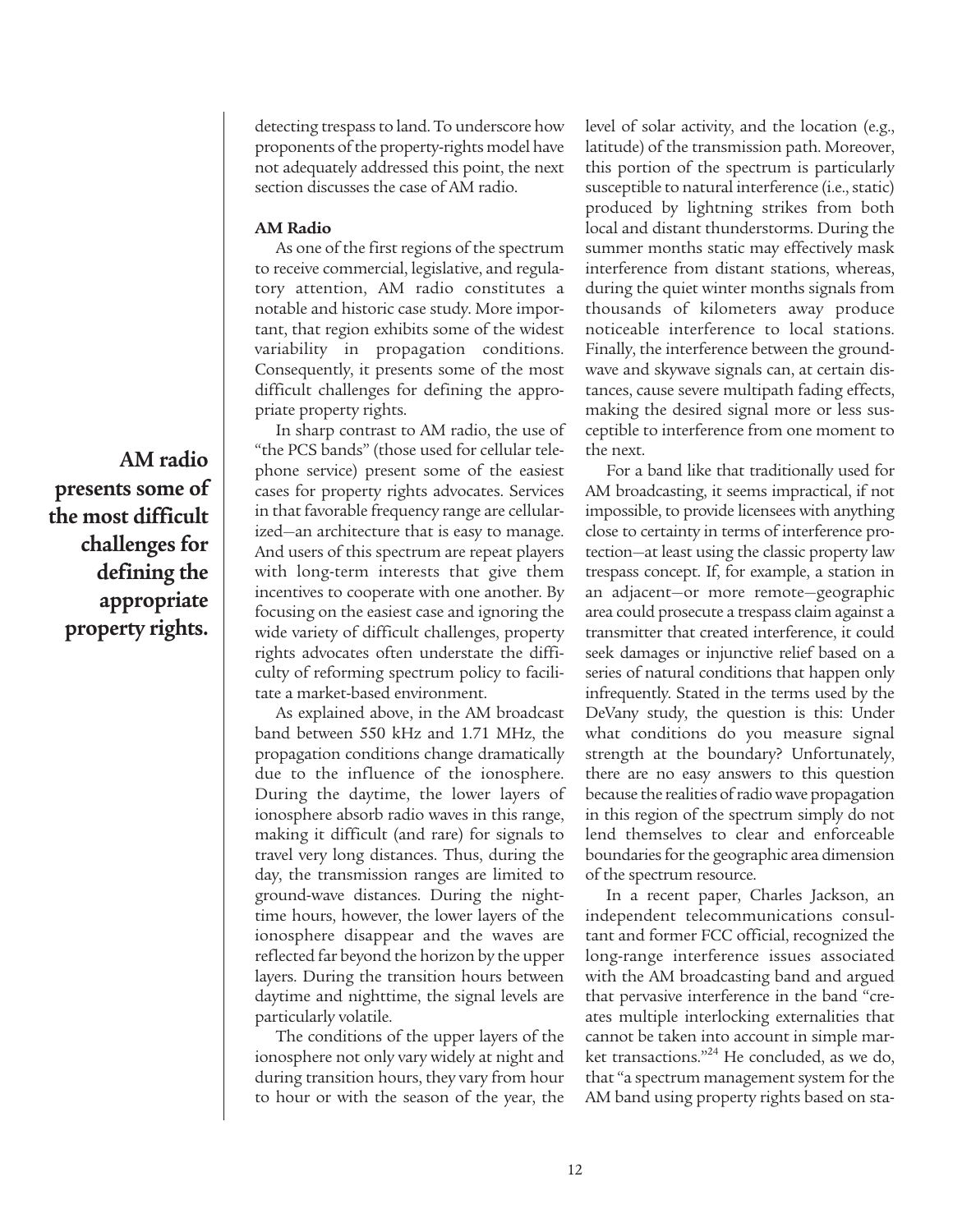detecting trespass to land. To underscore how proponents of the property-rights model have not adequately addressed this point, the next section discusses the case of AM radio.

### AM Radio

As one of the first regions of the spectrum to receive commercial, legislative, and regulatory attention, AM radio constitutes a notable and historic case study. More important, that region exhibits some of the widest variability in propagation conditions. Consequently, it presents some of the most difficult challenges for defining the appropriate property rights.

**AM radio presents some of the most difficult challenges for defining the appropriate property rights.**

In sharp contrast to AM radio, the use of "the PCS bands" (those used for cellular telephone service) present some of the easiest cases for property rights advocates. Services in that favorable frequency range are cellularized—an architecture that is easy to manage. And users of this spectrum are repeat players with long-term interests that give them incentives to cooperate with one another. By focusing on the easiest case and ignoring the wide variety of difficult challenges, property rights advocates often understate the difficulty of reforming spectrum policy to facilitate a market-based environment.

As explained above, in the AM broadcast band between 550 kHz and 1.71 MHz, the propagation conditions change dramatically due to the influence of the ionosphere. During the daytime, the lower layers of ionosphere absorb radio waves in this range, making it difficult (and rare) for signals to travel very long distances. Thus, during the day, the transmission ranges are limited to ground-wave distances. During the nighttime hours, however, the lower layers of the ionosphere disappear and the waves are reflected far beyond the horizon by the upper layers. During the transition hours between daytime and nighttime, the signal levels are particularly volatile.

The conditions of the upper layers of the ionosphere not only vary widely at night and during transition hours, they vary from hour to hour or with the season of the year, the level of solar activity, and the location (e.g., latitude) of the transmission path. Moreover, this portion of the spectrum is particularly susceptible to natural interference (i.e., static) produced by lightning strikes from both local and distant thunderstorms. During the summer months static may effectively mask interference from distant stations, whereas, during the quiet winter months signals from thousands of kilometers away produce noticeable interference to local stations. Finally, the interference between the groundwave and skywave signals can, at certain distances, cause severe multipath fading effects, making the desired signal more or less susceptible to interference from one moment to the next.

For a band like that traditionally used for AM broadcasting, it seems impractical, if not impossible, to provide licensees with anything close to certainty in terms of interference protection—at least using the classic property law trespass concept. If, for example, a station in an adjacent—or more remote—geographic area could prosecute a trespass claim against a transmitter that created interference, it could seek damages or injunctive relief based on a series of natural conditions that happen only infrequently. Stated in the terms used by the DeVany study, the question is this: Under what conditions do you measure signal strength at the boundary? Unfortunately, there are no easy answers to this question because the realities of radio wave propagation in this region of the spectrum simply do not lend themselves to clear and enforceable boundaries for the geographic area dimension of the spectrum resource.

In a recent paper, Charles Jackson, an independent telecommunications consultant and former FCC official, recognized the long-range interference issues associated with the AM broadcasting band and argued that pervasive interference in the band "creates multiple interlocking externalities that cannot be taken into account in simple market transactions."[24] He concluded, as we do, that "a spectrum management system for the AM band using property rights based on sta-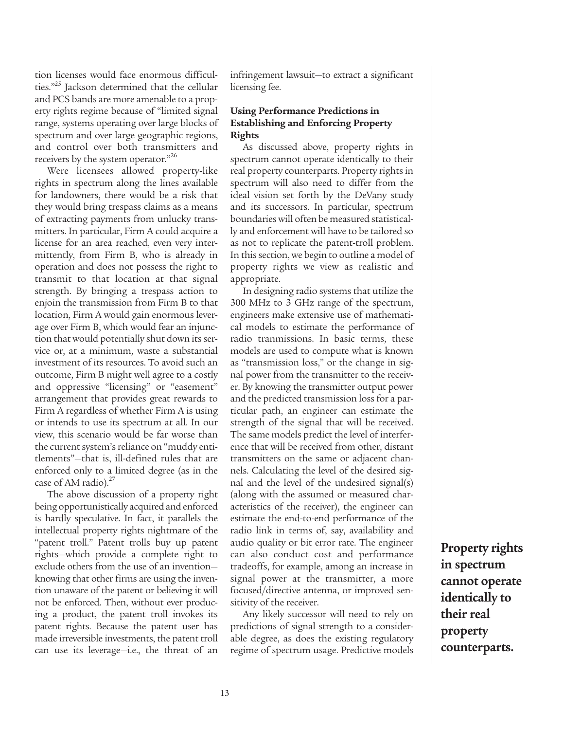tion licenses would face enormous difficulties."[25] Jackson determined that the cellular and PCS bands are more amenable to a property rights regime because of "limited signal range, systems operating over large blocks of spectrum and over large geographic regions, and control over both transmitters and receivers by the system operator."[26]

Were licensees allowed property-like rights in spectrum along the lines available for landowners, there would be a risk that they would bring trespass claims as a means of extracting payments from unlucky transmitters. In particular, Firm A could acquire a license for an area reached, even very intermittently, from Firm B, who is already in operation and does not possess the right to transmit to that location at that signal strength. By bringing a trespass action to enjoin the transmission from Firm B to that location, Firm A would gain enormous leverage over Firm B, which would fear an injunction that would potentially shut down its service or, at a minimum, waste a substantial investment of its resources. To avoid such an outcome, Firm B might well agree to a costly and oppressive "licensing" or "easement" arrangement that provides great rewards to Firm A regardless of whether Firm A is using or intends to use its spectrum at all. In our view, this scenario would be far worse than the current system's reliance on "muddy entitlements"—that is, ill-defined rules that are enforced only to a limited degree (as in the case of AM radio).[27]

The above discussion of a property right being opportunistically acquired and enforced is hardly speculative. In fact, it parallels the intellectual property rights nightmare of the "patent troll." Patent trolls buy up patent rights—which provide a complete right to exclude others from the use of an invention—knowing that other firms are using the invention unaware of the patent or believing it will not be enforced. Then, without ever producing a product, the patent troll invokes its patent rights. Because the patent user has made irreversible investments, the patent troll can use its leverage—i.e., the threat of an infringement lawsuit—to extract a significant licensing fee.

### Using Performance Predictions in Establishing and Enforcing Property Rights

As discussed above, property rights in spectrum cannot operate identically to their real property counterparts. Property rights in spectrum will also need to differ from the ideal vision set forth by the DeVany study and its successors. In particular, spectrum boundaries will often be measured statistically and enforcement will have to be tailored so as not to replicate the patent-troll problem. In this section, we begin to outline a model of property rights we view as realistic and appropriate.

In designing radio systems that utilize the 300 MHz to 3 GHz range of the spectrum, engineers make extensive use of mathematical models to estimate the performance of radio tranmissions. In basic terms, these models are used to compute what is known as "transmission loss," or the change in signal power from the transmitter to the receiver. By knowing the transmitter output power and the predicted transmission loss for a particular path, an engineer can estimate the strength of the signal that will be received. The same models predict the level of interference that will be received from other, distant transmitters on the same or adjacent channels. Calculating the level of the desired signal and the level of the undesired signal(s) (along with the assumed or measured characteristics of the receiver), the engineer can estimate the end-to-end performance of the radio link in terms of, say, availability and audio quality or bit error rate. The engineer can also conduct cost and performance tradeoffs, for example, among an increase in signal power at the transmitter, a more focused/directive antenna, or improved sensitivity of the receiver.

Any likely successor will need to rely on predictions of signal strength to a considerable degree, as does the existing regulatory regime of spectrum usage. Predictive models

**Property rights in spectrum cannot operate identically to their real property counterparts.**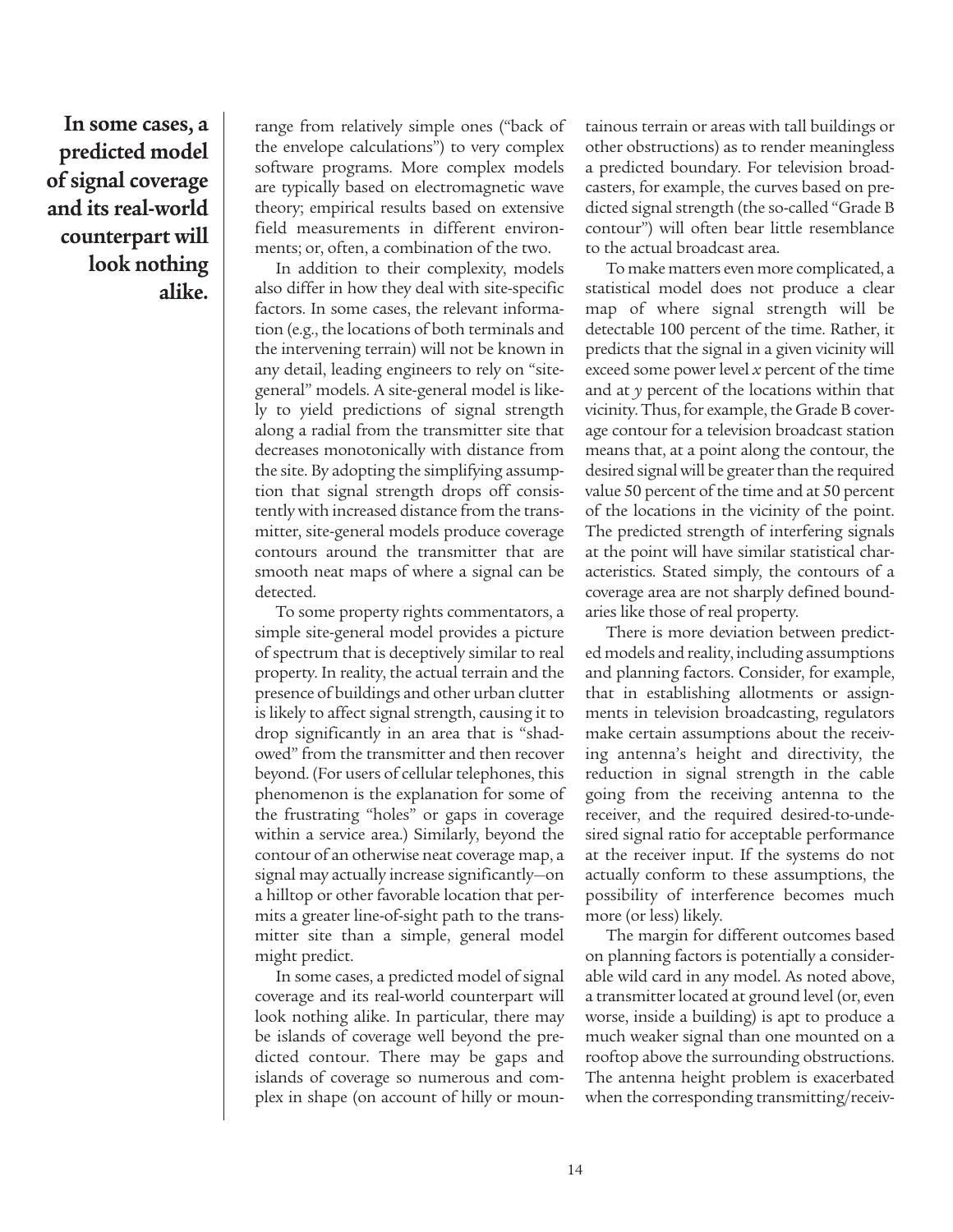**In some cases, a predicted model of signal coverage and its real-world counterpart will look nothing alike.**

range from relatively simple ones ("back of the envelope calculations") to very complex software programs. More complex models are typically based on electromagnetic wave theory; empirical results based on extensive field measurements in different environments; or, often, a combination of the two.

In addition to their complexity, models also differ in how they deal with site-specific factors. In some cases, the relevant information (e.g., the locations of both terminals and the intervening terrain) will not be known in any detail, leading engineers to rely on "site-general" models. A site-general model is likely to yield predictions of signal strength along a radial from the transmitter site that decreases monotonically with distance from the site. By adopting the simplifying assumption that signal strength drops off consistently with increased distance from the transmitter, site-general models produce coverage contours around the transmitter that are smooth neat maps of where a signal can be detected.

To some property rights commentators, a simple site-general model provides a picture of spectrum that is deceptively similar to real property. In reality, the actual terrain and the presence of buildings and other urban clutter is likely to affect signal strength, causing it to drop significantly in an area that is "shadowed" from the transmitter and then recover beyond. (For users of cellular telephones, this phenomenon is the explanation for some of the frustrating "holes" or gaps in coverage within a service area.) Similarly, beyond the contour of an otherwise neat coverage map, a signal may actually increase significantly—on a hilltop or other favorable location that permits a greater line-of-sight path to the transmitter site than a simple, general model might predict.

In some cases, a predicted model of signal coverage and its real-world counterpart will look nothing alike. In particular, there may be islands of coverage well beyond the predicted contour. There may be gaps and islands of coverage so numerous and complex in shape (on account of hilly or mountainous terrain or areas with tall buildings or other obstructions) as to render meaningless a predicted boundary. For television broadcasters, for example, the curves based on predicted signal strength (the so-called "Grade B contour") will often bear little resemblance to the actual broadcast area.

To make matters even more complicated, a statistical model does not produce a clear map of where signal strength will be detectable 100 percent of the time. Rather, it predicts that the signal in a given vicinity will exceed some power level *x* percent of the time and at *y* percent of the locations within that vicinity. Thus, for example, the Grade B coverage contour for a television broadcast station means that, at a point along the contour, the desired signal will be greater than the required value 50 percent of the time and at 50 percent of the locations in the vicinity of the point. The predicted strength of interfering signals at the point will have similar statistical characteristics. Stated simply, the contours of a coverage area are not sharply defined boundaries like those of real property.

There is more deviation between predicted models and reality, including assumptions and planning factors. Consider, for example, that in establishing allotments or assignments in television broadcasting, regulators make certain assumptions about the receiving antenna's height and directivity, the reduction in signal strength in the cable going from the receiving antenna to the receiver, and the required desired-to-undesired signal ratio for acceptable performance at the receiver input. If the systems do not actually conform to these assumptions, the possibility of interference becomes much more (or less) likely.

The margin for different outcomes based on planning factors is potentially a considerable wild card in any model. As noted above, a transmitter located at ground level (or, even worse, inside a building) is apt to produce a much weaker signal than one mounted on a rooftop above the surrounding obstructions. The antenna height problem is exacerbated when the corresponding transmitting/receiv-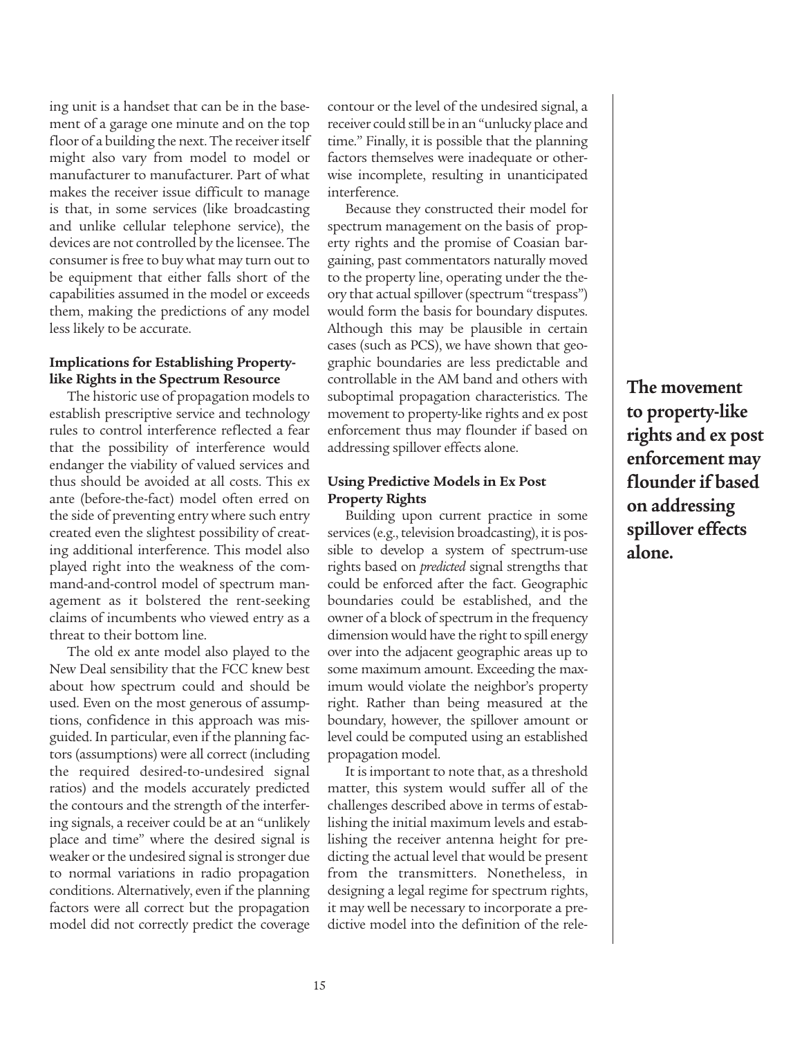ing unit is a handset that can be in the basement of a garage one minute and on the top floor of a building the next. The receiver itself might also vary from model to model or manufacturer to manufacturer. Part of what makes the receiver issue difficult to manage is that, in some services (like broadcasting and unlike cellular telephone service), the devices are not controlled by the licensee. The consumer is free to buy what may turn out to be equipment that either falls short of the capabilities assumed in the model or exceeds them, making the predictions of any model less likely to be accurate.

### Implications for Establishing Property-like Rights in the Spectrum Resource

The historic use of propagation models to establish prescriptive service and technology rules to control interference reflected a fear that the possibility of interference would endanger the viability of valued services and thus should be avoided at all costs. This ex ante (before-the-fact) model often erred on the side of preventing entry where such entry created even the slightest possibility of creating additional interference. This model also played right into the weakness of the command-and-control model of spectrum management as it bolstered the rent-seeking claims of incumbents who viewed entry as a threat to their bottom line.

The old ex ante model also played to the New Deal sensibility that the FCC knew best about how spectrum could and should be used. Even on the most generous of assumptions, confidence in this approach was misguided. In particular, even if the planning factors (assumptions) were all correct (including the required desired-to-undesired signal ratios) and the models accurately predicted the contours and the strength of the interfering signals, a receiver could be at an "unlikely place and time" where the desired signal is weaker or the undesired signal is stronger due to normal variations in radio propagation conditions. Alternatively, even if the planning factors were all correct but the propagation model did not correctly predict the coverage contour or the level of the undesired signal, a receiver could still be in an "unlucky place and time." Finally, it is possible that the planning factors themselves were inadequate or otherwise incomplete, resulting in unanticipated interference.

Because they constructed their model for spectrum management on the basis of property rights and the promise of Coasian bargaining, past commentators naturally moved to the property line, operating under the theory that actual spillover (spectrum "trespass") would form the basis for boundary disputes. Although this may be plausible in certain cases (such as PCS), we have shown that geographic boundaries are less predictable and controllable in the AM band and others with suboptimal propagation characteristics. The movement to property-like rights and ex post enforcement thus may flounder if based on addressing spillover effects alone.

**The movement to property-like rights and ex post enforcement may flounder if based on addressing spillover effects alone.**

### Using Predictive Models in Ex Post Property Rights

Building upon current practice in some services (e.g., television broadcasting), it is possible to develop a system of spectrum-use rights based on *predicted* signal strengths that could be enforced after the fact. Geographic boundaries could be established, and the owner of a block of spectrum in the frequency dimension would have the right to spill energy over into the adjacent geographic areas up to some maximum amount. Exceeding the maximum would violate the neighbor's property right. Rather than being measured at the boundary, however, the spillover amount or level could be computed using an established propagation model.

It is important to note that, as a threshold matter, this system would suffer all of the challenges described above in terms of establishing the initial maximum levels and establishing the receiver antenna height for predicting the actual level that would be present from the transmitters. Nonetheless, in designing a legal regime for spectrum rights, it may well be necessary to incorporate a predictive model into the definition of the rele-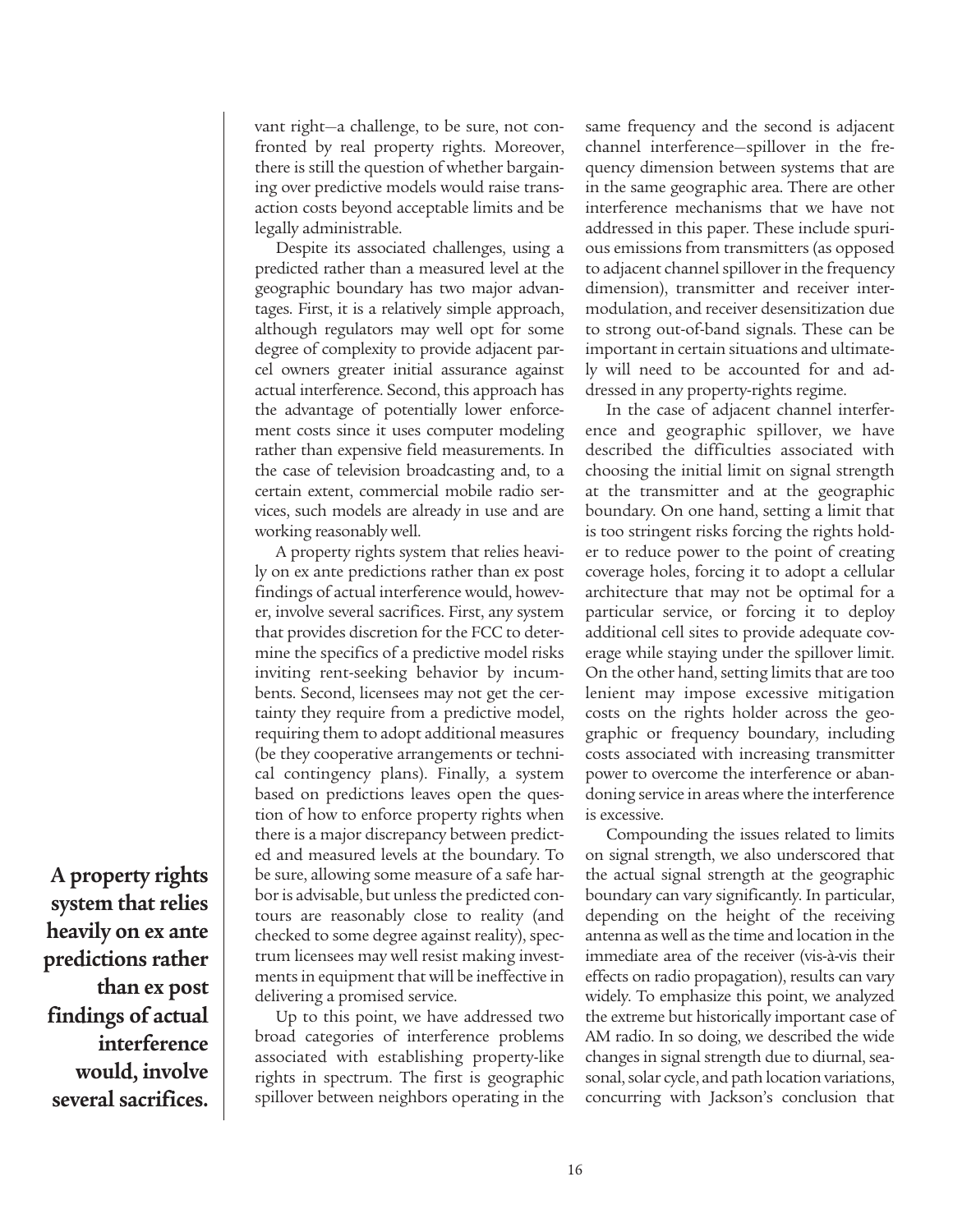vant right—a challenge, to be sure, not confronted by real property rights. Moreover, there is still the question of whether bargaining over predictive models would raise transaction costs beyond acceptable limits and be legally administrable.

Despite its associated challenges, using a predicted rather than a measured level at the geographic boundary has two major advantages. First, it is a relatively simple approach, although regulators may well opt for some degree of complexity to provide adjacent parcel owners greater initial assurance against actual interference. Second, this approach has the advantage of potentially lower enforcement costs since it uses computer modeling rather than expensive field measurements. In the case of television broadcasting and, to a certain extent, commercial mobile radio services, such models are already in use and are working reasonably well.

A property rights system that relies heavily on ex ante predictions rather than ex post findings of actual interference would, however, involve several sacrifices. First, any system that provides discretion for the FCC to determine the specifics of a predictive model risks inviting rent-seeking behavior by incumbents. Second, licensees may not get the certainty they require from a predictive model, requiring them to adopt additional measures (be they cooperative arrangements or technical contingency plans). Finally, a system based on predictions leaves open the question of how to enforce property rights when there is a major discrepancy between predicted and measured levels at the boundary. To be sure, allowing some measure of a safe harbor is advisable, but unless the predicted contours are reasonably close to reality (and checked to some degree against reality), spectrum licensees may well resist making investments in equipment that will be ineffective in delivering a promised service.

**A property rights system that relies heavily on ex ante predictions rather than ex post findings of actual interference would, involve several sacrifices.**

Up to this point, we have addressed two broad categories of interference problems associated with establishing property-like rights in spectrum. The first is geographic spillover between neighbors operating in the same frequency and the second is adjacent channel interference—spillover in the frequency dimension between systems that are in the same geographic area. There are other interference mechanisms that we have not addressed in this paper. These include spurious emissions from transmitters (as opposed to adjacent channel spillover in the frequency dimension), transmitter and receiver intermodulation, and receiver desensitization due to strong out-of-band signals. These can be important in certain situations and ultimately will need to be accounted for and addressed in any property-rights regime.

In the case of adjacent channel interference and geographic spillover, we have described the difficulties associated with choosing the initial limit on signal strength at the transmitter and at the geographic boundary. On one hand, setting a limit that is too stringent risks forcing the rights holder to reduce power to the point of creating coverage holes, forcing it to adopt a cellular architecture that may not be optimal for a particular service, or forcing it to deploy additional cell sites to provide adequate coverage while staying under the spillover limit. On the other hand, setting limits that are too lenient may impose excessive mitigation costs on the rights holder across the geographic or frequency boundary, including costs associated with increasing transmitter power to overcome the interference or abandoning service in areas where the interference is excessive.

Compounding the issues related to limits on signal strength, we also underscored that the actual signal strength at the geographic boundary can vary significantly. In particular, depending on the height of the receiving antenna as well as the time and location in the immediate area of the receiver (vis-à-vis their effects on radio propagation), results can vary widely. To emphasize this point, we analyzed the extreme but historically important case of AM radio. In so doing, we described the wide changes in signal strength due to diurnal, seasonal, solar cycle, and path location variations, concurring with Jackson's conclusion that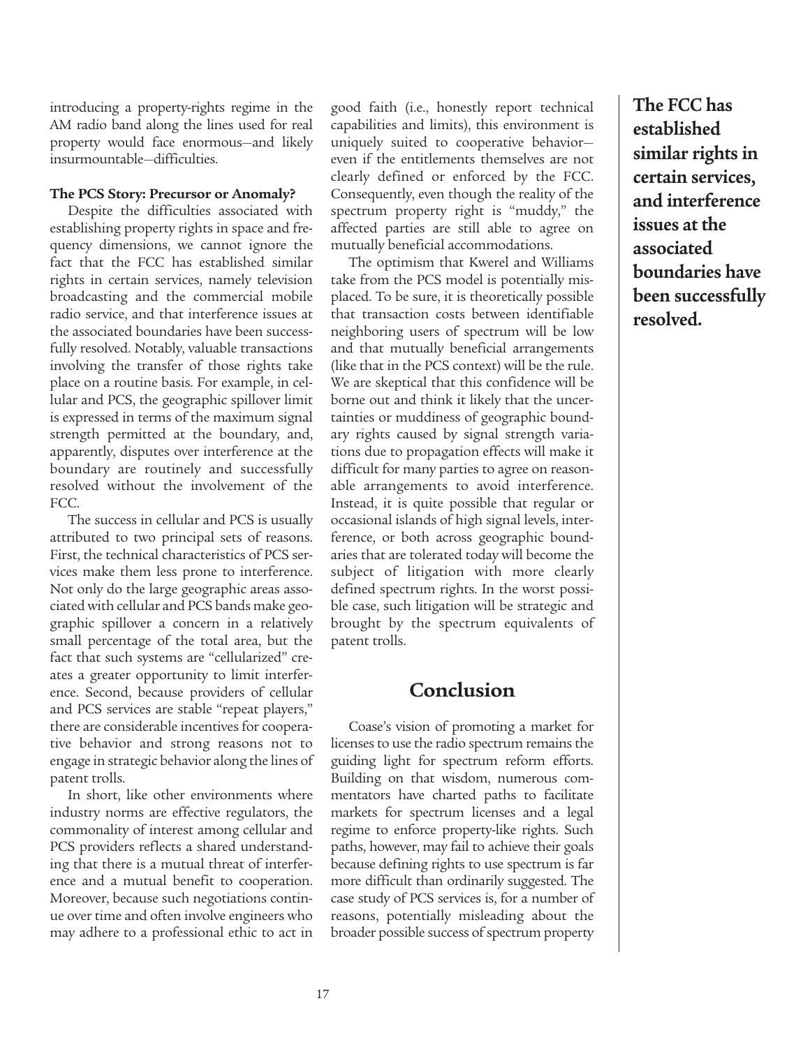introducing a property-rights regime in the AM radio band along the lines used for real property would face enormous—and likely insurmountable—difficulties.

**The PCS Story: Precursor or Anomaly?**

Despite the difficulties associated with establishing property rights in space and frequency dimensions, we cannot ignore the fact that the FCC has established similar rights in certain services, namely television broadcasting and the commercial mobile radio service, and that interference issues at the associated boundaries have been successfully resolved. Notably, valuable transactions involving the transfer of those rights take place on a routine basis. For example, in cellular and PCS, the geographic spillover limit is expressed in terms of the maximum signal strength permitted at the boundary, and, apparently, disputes over interference at the boundary are routinely and successfully resolved without the involvement of the FCC.

The success in cellular and PCS is usually attributed to two principal sets of reasons. First, the technical characteristics of PCS services make them less prone to interference. Not only do the large geographic areas associated with cellular and PCS bands make geographic spillover a concern in a relatively small percentage of the total area, but the fact that such systems are "cellularized" creates a greater opportunity to limit interference. Second, because providers of cellular and PCS services are stable "repeat players," there are considerable incentives for cooperative behavior and strong reasons not to engage in strategic behavior along the lines of patent trolls.

In short, like other environments where industry norms are effective regulators, the commonality of interest among cellular and PCS providers reflects a shared understanding that there is a mutual threat of interference and a mutual benefit to cooperation. Moreover, because such negotiations continue over time and often involve engineers who may adhere to a professional ethic to act in good faith (i.e., honestly report technical capabilities and limits), this environment is uniquely suited to cooperative behavior—even if the entitlements themselves are not clearly defined or enforced by the FCC. Consequently, even though the reality of the spectrum property right is "muddy," the affected parties are still able to agree on mutually beneficial accommodations.

The optimism that Kwerel and Williams take from the PCS model is potentially misplaced. To be sure, it is theoretically possible that transaction costs between identifiable neighboring users of spectrum will be low and that mutually beneficial arrangements (like that in the PCS context) will be the rule. We are skeptical that this confidence will be borne out and think it likely that the uncertainties or muddiness of geographic boundary rights caused by signal strength variations due to propagation effects will make it difficult for many parties to agree on reasonable arrangements to avoid interference. Instead, it is quite possible that regular or occasional islands of high signal levels, interference, or both across geographic boundaries that are tolerated today will become the subject of litigation with more clearly defined spectrum rights. In the worst possible case, such litigation will be strategic and brought by the spectrum equivalents of patent trolls.

**The FCC has established similar rights in certain services, and interference issues at the associated boundaries have been successfully resolved.**

## Conclusion

Coase's vision of promoting a market for licenses to use the radio spectrum remains the guiding light for spectrum reform efforts. Building on that wisdom, numerous commentators have charted paths to facilitate markets for spectrum licenses and a legal regime to enforce property-like rights. Such paths, however, may fail to achieve their goals because defining rights to use spectrum is far more difficult than ordinarily suggested. The case study of PCS services is, for a number of reasons, potentially misleading about the broader possible success of spectrum property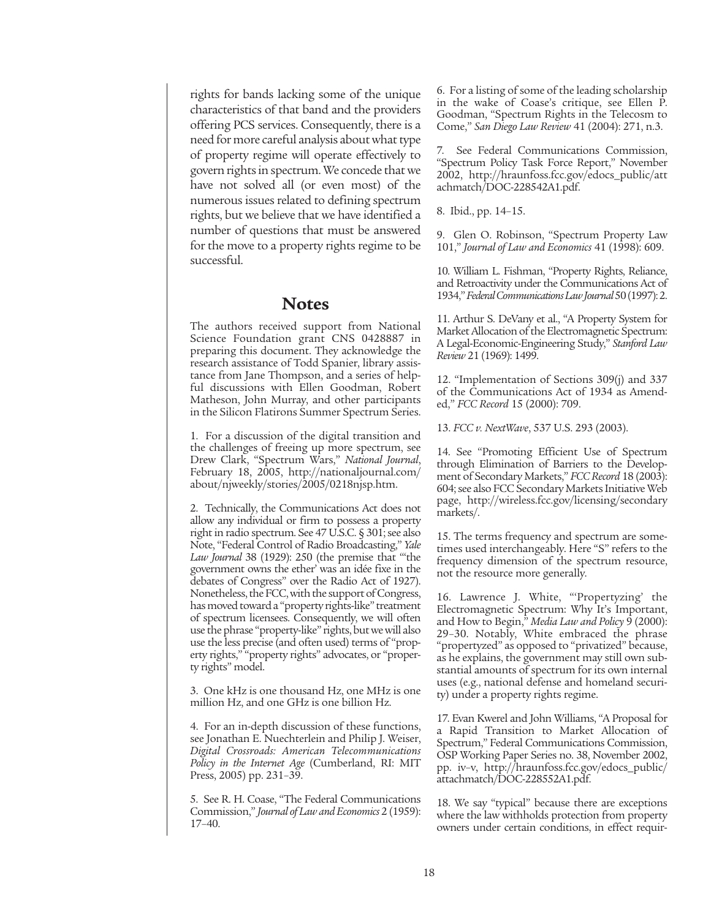rights for bands lacking some of the unique characteristics of that band and the providers offering PCS services. Consequently, there is a need for more careful analysis about what type of property regime will operate effectively to govern rights in spectrum. We concede that we have not solved all (or even most) of the numerous issues related to defining spectrum rights, but we believe that we have identified a number of questions that must be answered for the move to a property rights regime to be successful.

## Notes

The authors received support from National Science Foundation grant CNS 0428887 in preparing this document. They acknowledge the research assistance of Todd Spanier, library assistance from Jane Thompson, and a series of helpful discussions with Ellen Goodman, Robert Matheson, John Murray, and other participants in the Silicon Flatirons Summer Spectrum Series.

1. For a discussion of the digital transition and the challenges of freeing up more spectrum, see Drew Clark, "Spectrum Wars," *National Journal*, February 18, 2005, http://nationaljournal.com/about/njweekly/stories/2005/0218njsp.htm.

2. Technically, the Communications Act does not allow any individual or firm to possess a property right in radio spectrum. See 47 U.S.C. § 301; see also Note, "Federal Control of Radio Broadcasting," *Yale Law Journal* 38 (1929): 250 (the premise that "'the government owns the ether' was an idée fixe in the debates of Congress" over the Radio Act of 1927). Nonetheless, the FCC, with the support of Congress, has moved toward a "property rights-like" treatment of spectrum licensees. Consequently, we will often use the phrase "property-like" rights, but we will also use the less precise (and often used) terms of "property rights," "property rights" advocates, or "property rights" model.

3. One kHz is one thousand Hz, one MHz is one million Hz, and one GHz is one billion Hz.

4. For an in-depth discussion of these functions, see Jonathan E. Nuechterlein and Philip J. Weiser, *Digital Crossroads: American Telecommunications Policy in the Internet Age* (Cumberland, RI: MIT Press, 2005) pp. 231–39.

5. See R. H. Coase, "The Federal Communications Commission," *Journal of Law and Economics* 2 (1959): 17–40.

6. For a listing of some of the leading scholarship in the wake of Coase's critique, see Ellen P. Goodman, "Spectrum Rights in the Telecosm to Come," *San Diego Law Review* 41 (2004): 271, n.3.

7. See Federal Communications Commission, "Spectrum Policy Task Force Report," November 2002, http://hraunfoss.fcc.gov/edocs_public/attachmatch/DOC-228542A1.pdf.

8. Ibid., pp. 14–15.

9. Glen O. Robinson, "Spectrum Property Law 101," *Journal of Law and Economics* 41 (1998): 609.

10. William L. Fishman, "Property Rights, Reliance, and Retroactivity under the Communications Act of 1934," *Federal Communications Law Journal* 50 (1997): 2.

11. Arthur S. DeVany et al., "A Property System for Market Allocation of the Electromagnetic Spectrum: A Legal-Economic-Engineering Study," *Stanford Law Review* 21 (1969): 1499.

12. "Implementation of Sections 309(j) and 337 of the Communications Act of 1934 as Amended," *FCC Record* 15 (2000): 709.

13. *FCC v. NextWave*, 537 U.S. 293 (2003).

14. See "Promoting Efficient Use of Spectrum through Elimination of Barriers to the Development of Secondary Markets," *FCC Record* 18 (2003): 604; see also FCC Secondary Markets Initiative Web page, http://wireless.fcc.gov/licensing/secondarymarkets/.

15. The terms frequency and spectrum are sometimes used interchangeably. Here "S" refers to the frequency dimension of the spectrum resource, not the resource more generally.

16. Lawrence J. White, "'Propertyzing' the Electromagnetic Spectrum: Why It's Important, and How to Begin," *Media Law and Policy* 9 (2000): 29–30. Notably, White embraced the phrase "propertyzed" as opposed to "privatized" because, as he explains, the government may still own substantial amounts of spectrum for its own internal uses (e.g., national defense and homeland security) under a property rights regime.

17. Evan Kwerel and John Williams, "A Proposal for a Rapid Transition to Market Allocation of Spectrum," Federal Communications Commission, OSP Working Paper Series no. 38, November 2002, pp. iv–v, http://hraunfoss.fcc.gov/edocs_public/attachmatch/DOC-228552A1.pdf.

18. We say "typical" because there are exceptions where the law withholds protection from property owners under certain conditions, in effect requir-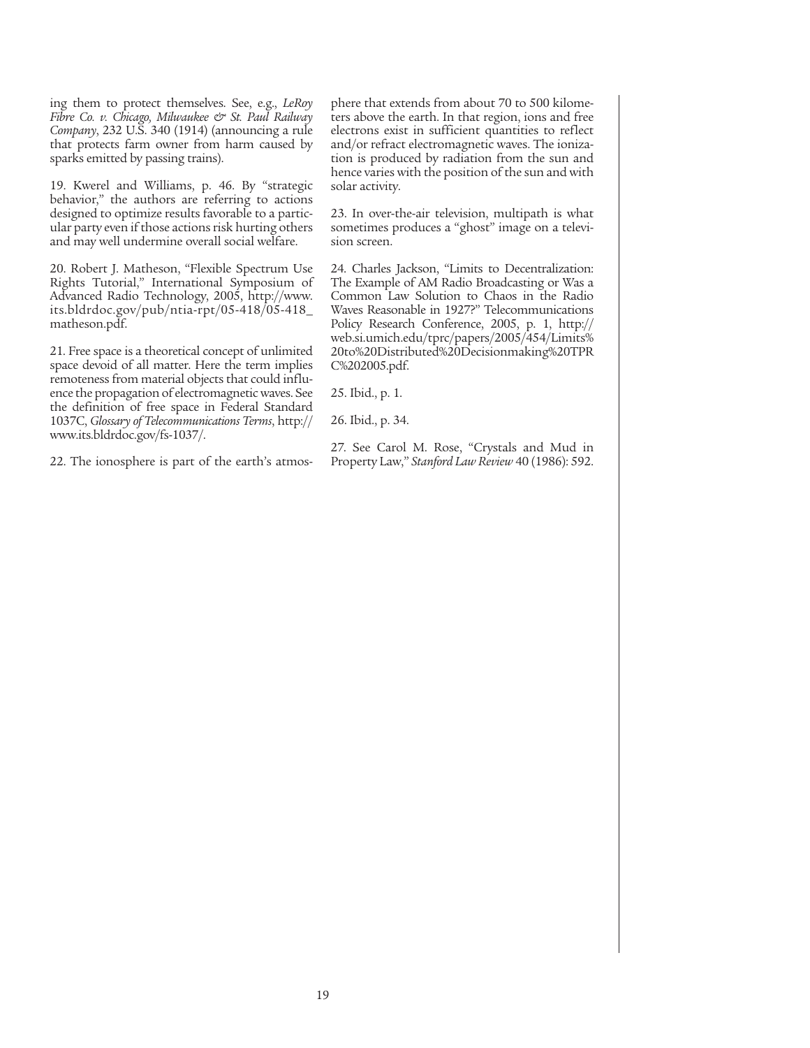ing them to protect themselves. See, e.g., *LeRoy Fibre Co. v. Chicago, Milwaukee & St. Paul Railway Company*, 232 U.S. 340 (1914) (announcing a rule that protects farm owner from harm caused by sparks emitted by passing trains).

19. Kwerel and Williams, p. 46. By "strategic behavior," the authors are referring to actions designed to optimize results favorable to a particular party even if those actions risk hurting others and may well undermine overall social welfare.

20. Robert J. Matheson, "Flexible Spectrum Use Rights Tutorial," International Symposium of Advanced Radio Technology, 2005, http://www.its.bldrdoc.gov/pub/ntia-rpt/05-418/05-418_matheson.pdf.

21. Free space is a theoretical concept of unlimited space devoid of all matter. Here the term implies remoteness from material objects that could influence the propagation of electromagnetic waves. See the definition of free space in Federal Standard 1037C, *Glossary of Telecommunications Terms*, http://www.its.bldrdoc.gov/fs-1037/.

22. The ionosphere is part of the earth's atmosphere that extends from about 70 to 500 kilometers above the earth. In that region, ions and free electrons exist in sufficient quantities to reflect and/or refract electromagnetic waves. The ionization is produced by radiation from the sun and hence varies with the position of the sun and with solar activity.

23. In over-the-air television, multipath is what sometimes produces a "ghost" image on a television screen.

24. Charles Jackson, "Limits to Decentralization: The Example of AM Radio Broadcasting or Was a Common Law Solution to Chaos in the Radio Waves Reasonable in 1927?" Telecommunications Policy Research Conference, 2005, p. 1, http://web.si.umich.edu/tprc/papers/2005/454/Limits%20to%20Distributed%20Decisionmaking%20TPRC%202005.pdf.

25. Ibid., p. 1.

26. Ibid., p. 34.

27. See Carol M. Rose, "Crystals and Mud in Property Law," *Stanford Law Review* 40 (1986): 592.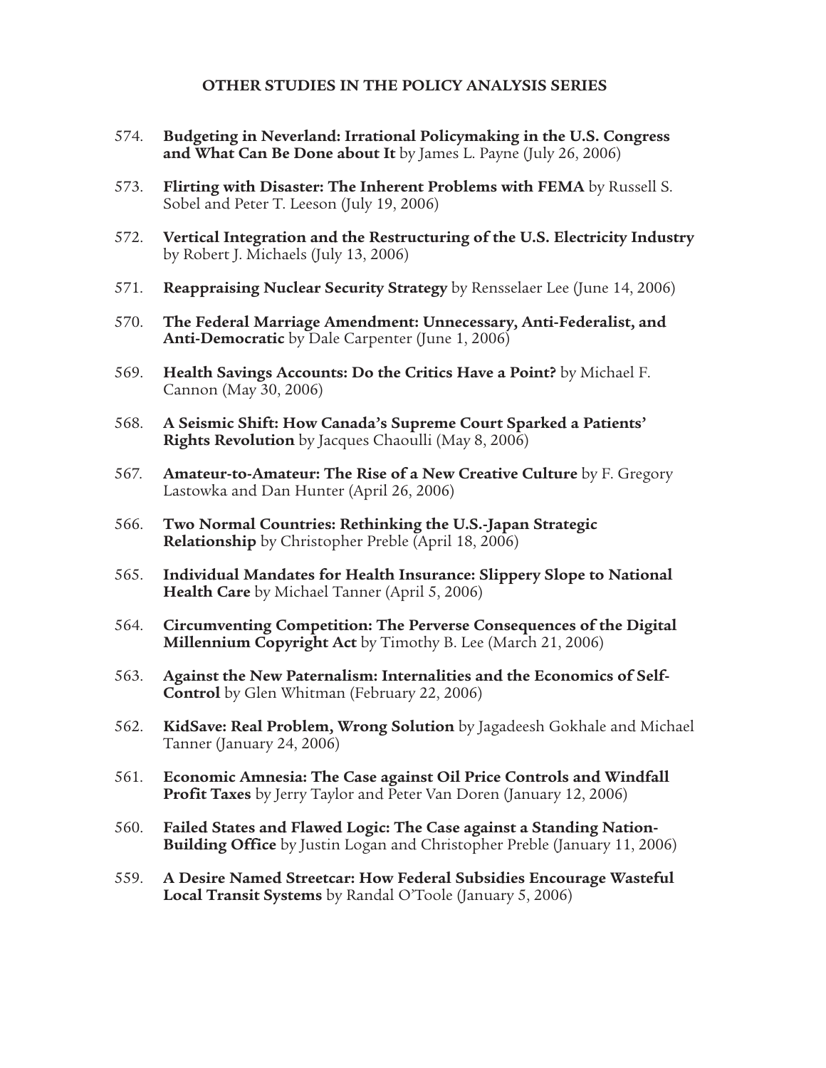## OTHER STUDIES IN THE POLICY ANALYSIS SERIES

574. **Budgeting in Neverland: Irrational Policymaking in the U.S. Congress and What Can Be Done about It** by James L. Payne (July 26, 2006)

573. **Flirting with Disaster: The Inherent Problems with FEMA** by Russell S. Sobel and Peter T. Leeson (July 19, 2006)

572. **Vertical Integration and the Restructuring of the U.S. Electricity Industry** by Robert J. Michaels (July 13, 2006)

571. **Reappraising Nuclear Security Strategy** by Rensselaer Lee (June 14, 2006)

570. **The Federal Marriage Amendment: Unnecessary, Anti-Federalist, and Anti-Democratic** by Dale Carpenter (June 1, 2006)

569. **Health Savings Accounts: Do the Critics Have a Point?** by Michael F. Cannon (May 30, 2006)

568. **A Seismic Shift: How Canada's Supreme Court Sparked a Patients' Rights Revolution** by Jacques Chaoulli (May 8, 2006)

567. **Amateur-to-Amateur: The Rise of a New Creative Culture** by F. Gregory Lastowka and Dan Hunter (April 26, 2006)

566. **Two Normal Countries: Rethinking the U.S.-Japan Strategic Relationship** by Christopher Preble (April 18, 2006)

565. **Individual Mandates for Health Insurance: Slippery Slope to National Health Care** by Michael Tanner (April 5, 2006)

564. **Circumventing Competition: The Perverse Consequences of the Digital Millennium Copyright Act** by Timothy B. Lee (March 21, 2006)

563. **Against the New Paternalism: Internalities and the Economics of Self-Control** by Glen Whitman (February 22, 2006)

562. **KidSave: Real Problem, Wrong Solution** by Jagadeesh Gokhale and Michael Tanner (January 24, 2006)

561. **Economic Amnesia: The Case against Oil Price Controls and Windfall Profit Taxes** by Jerry Taylor and Peter Van Doren (January 12, 2006)

560. **Failed States and Flawed Logic: The Case against a Standing Nation-Building Office** by Justin Logan and Christopher Preble (January 11, 2006)

559. **A Desire Named Streetcar: How Federal Subsidies Encourage Wasteful Local Transit Systems** by Randal O'Toole (January 5, 2006)